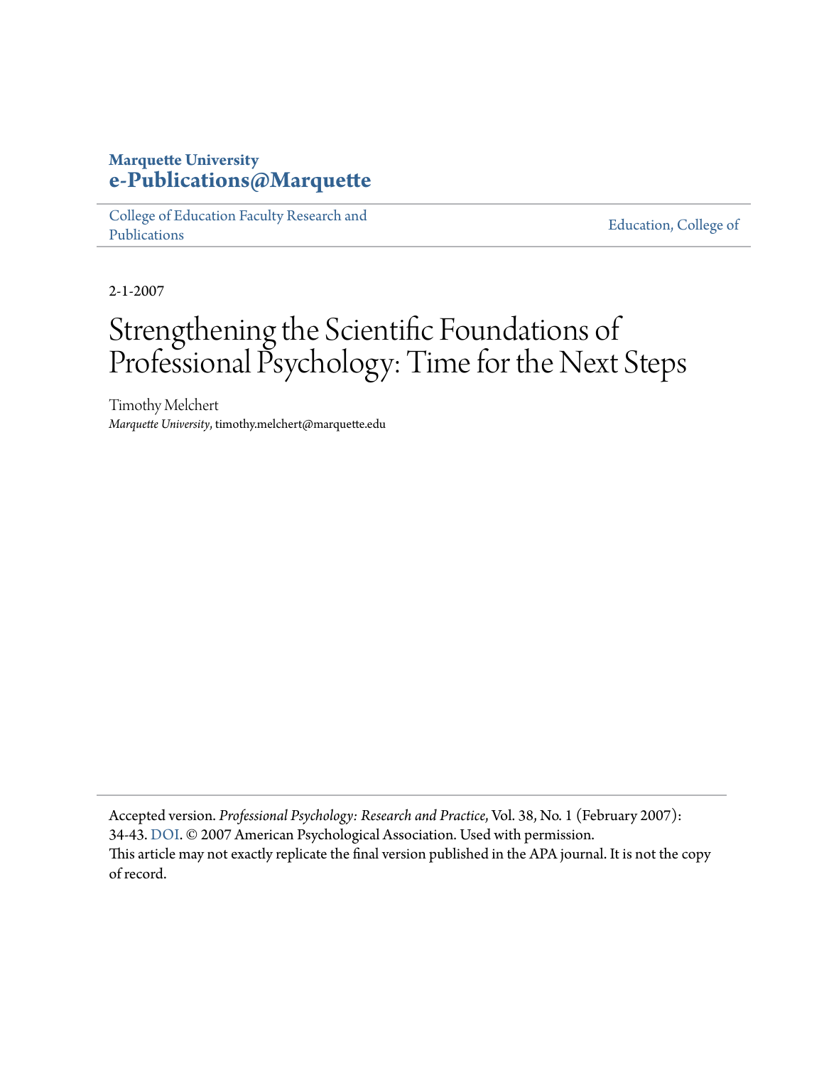Marquette University
**e-Publications@Marquette**

College of Education Faculty Research and Publications | Education, College of

2-1-2007

# Strengthening the Scientific Foundations of Professional Psychology: Time for the Next Steps

Timothy Melchert
*Marquette University*, timothy.melchert@marquette.edu

Accepted version. *Professional Psychology: Research and Practice*, Vol. 38, No. 1 (February 2007): 34-43. DOI. © 2007 American Psychological Association. Used with permission.
This article may not exactly replicate the final version published in the APA journal. It is not the copy of record.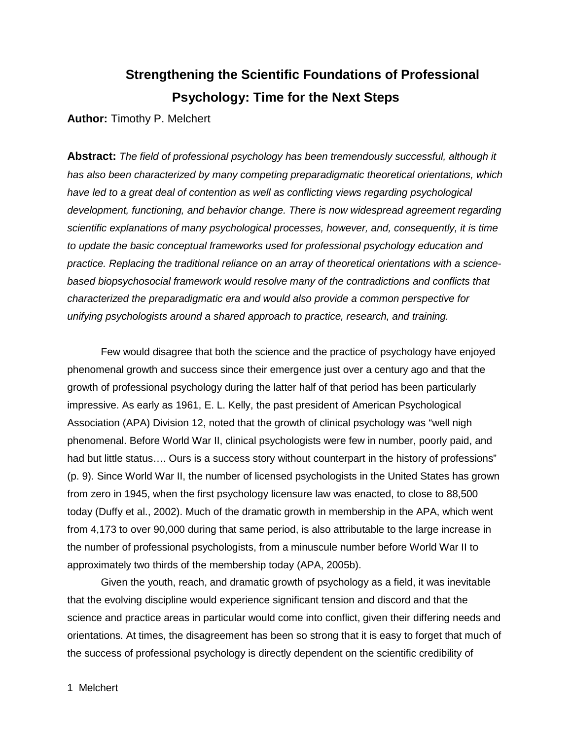# Strengthening the Scientific Foundations of Professional Psychology: Time for the Next Steps

**Author:** Timothy P. Melchert

**Abstract:** *The field of professional psychology has been tremendously successful, although it has also been characterized by many competing preparadigmatic theoretical orientations, which have led to a great deal of contention as well as conflicting views regarding psychological development, functioning, and behavior change. There is now widespread agreement regarding scientific explanations of many psychological processes, however, and, consequently, it is time to update the basic conceptual frameworks used for professional psychology education and practice. Replacing the traditional reliance on an array of theoretical orientations with a science-based biopsychosocial framework would resolve many of the contradictions and conflicts that characterized the preparadigmatic era and would also provide a common perspective for unifying psychologists around a shared approach to practice, research, and training.*

Few would disagree that both the science and the practice of psychology have enjoyed phenomenal growth and success since their emergence just over a century ago and that the growth of professional psychology during the latter half of that period has been particularly impressive. As early as 1961, E. L. Kelly, the past president of American Psychological Association (APA) Division 12, noted that the growth of clinical psychology was "well nigh phenomenal. Before World War II, clinical psychologists were few in number, poorly paid, and had but little status…. Ours is a success story without counterpart in the history of professions" (p. 9). Since World War II, the number of licensed psychologists in the United States has grown from zero in 1945, when the first psychology licensure law was enacted, to close to 88,500 today (Duffy et al., 2002). Much of the dramatic growth in membership in the APA, which went from 4,173 to over 90,000 during that same period, is also attributable to the large increase in the number of professional psychologists, from a minuscule number before World War II to approximately two thirds of the membership today (APA, 2005b).

Given the youth, reach, and dramatic growth of psychology as a field, it was inevitable that the evolving discipline would experience significant tension and discord and that the science and practice areas in particular would come into conflict, given their differing needs and orientations. At times, the disagreement has been so strong that it is easy to forget that much of the success of professional psychology is directly dependent on the scientific credibility of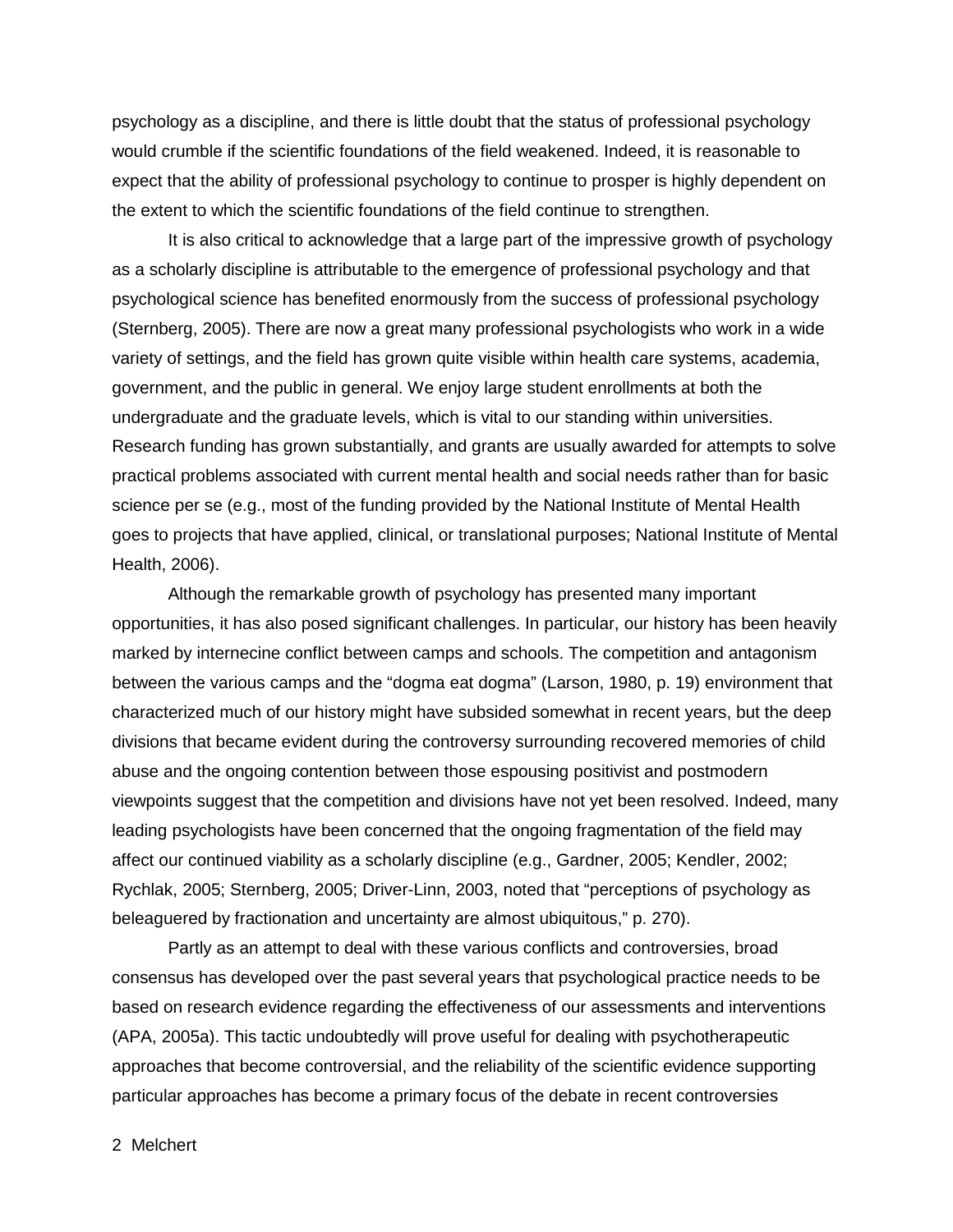psychology as a discipline, and there is little doubt that the status of professional psychology would crumble if the scientific foundations of the field weakened. Indeed, it is reasonable to expect that the ability of professional psychology to continue to prosper is highly dependent on the extent to which the scientific foundations of the field continue to strengthen.

It is also critical to acknowledge that a large part of the impressive growth of psychology as a scholarly discipline is attributable to the emergence of professional psychology and that psychological science has benefited enormously from the success of professional psychology (Sternberg, 2005). There are now a great many professional psychologists who work in a wide variety of settings, and the field has grown quite visible within health care systems, academia, government, and the public in general. We enjoy large student enrollments at both the undergraduate and the graduate levels, which is vital to our standing within universities. Research funding has grown substantially, and grants are usually awarded for attempts to solve practical problems associated with current mental health and social needs rather than for basic science per se (e.g., most of the funding provided by the National Institute of Mental Health goes to projects that have applied, clinical, or translational purposes; National Institute of Mental Health, 2006).

Although the remarkable growth of psychology has presented many important opportunities, it has also posed significant challenges. In particular, our history has been heavily marked by internecine conflict between camps and schools. The competition and antagonism between the various camps and the "dogma eat dogma" (Larson, 1980, p. 19) environment that characterized much of our history might have subsided somewhat in recent years, but the deep divisions that became evident during the controversy surrounding recovered memories of child abuse and the ongoing contention between those espousing positivist and postmodern viewpoints suggest that the competition and divisions have not yet been resolved. Indeed, many leading psychologists have been concerned that the ongoing fragmentation of the field may affect our continued viability as a scholarly discipline (e.g., Gardner, 2005; Kendler, 2002; Rychlak, 2005; Sternberg, 2005; Driver-Linn, 2003, noted that "perceptions of psychology as beleaguered by fractionation and uncertainty are almost ubiquitous," p. 270).

Partly as an attempt to deal with these various conflicts and controversies, broad consensus has developed over the past several years that psychological practice needs to be based on research evidence regarding the effectiveness of our assessments and interventions (APA, 2005a). This tactic undoubtedly will prove useful for dealing with psychotherapeutic approaches that become controversial, and the reliability of the scientific evidence supporting particular approaches has become a primary focus of the debate in recent controversies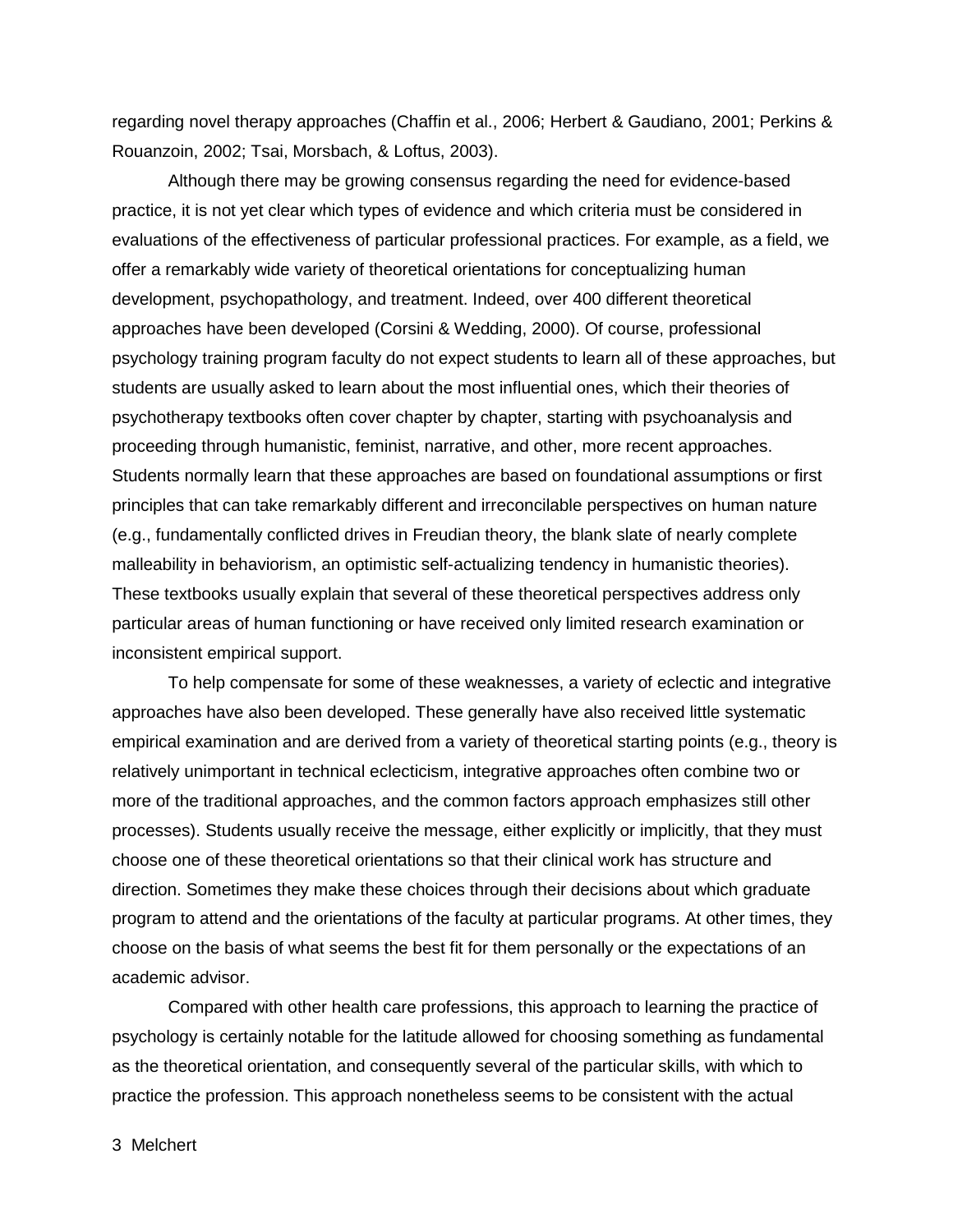regarding novel therapy approaches (Chaffin et al., 2006; Herbert & Gaudiano, 2001; Perkins & Rouanzoin, 2002; Tsai, Morsbach, & Loftus, 2003).

Although there may be growing consensus regarding the need for evidence-based practice, it is not yet clear which types of evidence and which criteria must be considered in evaluations of the effectiveness of particular professional practices. For example, as a field, we offer a remarkably wide variety of theoretical orientations for conceptualizing human development, psychopathology, and treatment. Indeed, over 400 different theoretical approaches have been developed (Corsini & Wedding, 2000). Of course, professional psychology training program faculty do not expect students to learn all of these approaches, but students are usually asked to learn about the most influential ones, which their theories of psychotherapy textbooks often cover chapter by chapter, starting with psychoanalysis and proceeding through humanistic, feminist, narrative, and other, more recent approaches. Students normally learn that these approaches are based on foundational assumptions or first principles that can take remarkably different and irreconcilable perspectives on human nature (e.g., fundamentally conflicted drives in Freudian theory, the blank slate of nearly complete malleability in behaviorism, an optimistic self-actualizing tendency in humanistic theories). These textbooks usually explain that several of these theoretical perspectives address only particular areas of human functioning or have received only limited research examination or inconsistent empirical support.

To help compensate for some of these weaknesses, a variety of eclectic and integrative approaches have also been developed. These generally have also received little systematic empirical examination and are derived from a variety of theoretical starting points (e.g., theory is relatively unimportant in technical eclecticism, integrative approaches often combine two or more of the traditional approaches, and the common factors approach emphasizes still other processes). Students usually receive the message, either explicitly or implicitly, that they must choose one of these theoretical orientations so that their clinical work has structure and direction. Sometimes they make these choices through their decisions about which graduate program to attend and the orientations of the faculty at particular programs. At other times, they choose on the basis of what seems the best fit for them personally or the expectations of an academic advisor.

Compared with other health care professions, this approach to learning the practice of psychology is certainly notable for the latitude allowed for choosing something as fundamental as the theoretical orientation, and consequently several of the particular skills, with which to practice the profession. This approach nonetheless seems to be consistent with the actual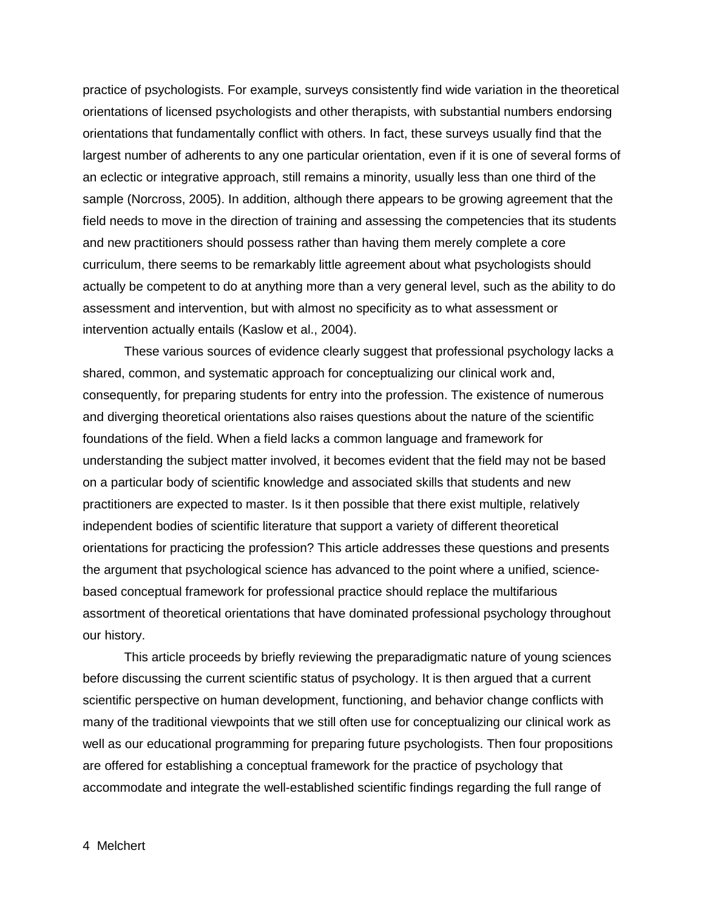practice of psychologists. For example, surveys consistently find wide variation in the theoretical orientations of licensed psychologists and other therapists, with substantial numbers endorsing orientations that fundamentally conflict with others. In fact, these surveys usually find that the largest number of adherents to any one particular orientation, even if it is one of several forms of an eclectic or integrative approach, still remains a minority, usually less than one third of the sample (Norcross, 2005). In addition, although there appears to be growing agreement that the field needs to move in the direction of training and assessing the competencies that its students and new practitioners should possess rather than having them merely complete a core curriculum, there seems to be remarkably little agreement about what psychologists should actually be competent to do at anything more than a very general level, such as the ability to do assessment and intervention, but with almost no specificity as to what assessment or intervention actually entails (Kaslow et al., 2004).

These various sources of evidence clearly suggest that professional psychology lacks a shared, common, and systematic approach for conceptualizing our clinical work and, consequently, for preparing students for entry into the profession. The existence of numerous and diverging theoretical orientations also raises questions about the nature of the scientific foundations of the field. When a field lacks a common language and framework for understanding the subject matter involved, it becomes evident that the field may not be based on a particular body of scientific knowledge and associated skills that students and new practitioners are expected to master. Is it then possible that there exist multiple, relatively independent bodies of scientific literature that support a variety of different theoretical orientations for practicing the profession? This article addresses these questions and presents the argument that psychological science has advanced to the point where a unified, science-based conceptual framework for professional practice should replace the multifarious assortment of theoretical orientations that have dominated professional psychology throughout our history.

This article proceeds by briefly reviewing the preparadigmatic nature of young sciences before discussing the current scientific status of psychology. It is then argued that a current scientific perspective on human development, functioning, and behavior change conflicts with many of the traditional viewpoints that we still often use for conceptualizing our clinical work as well as our educational programming for preparing future psychologists. Then four propositions are offered for establishing a conceptual framework for the practice of psychology that accommodate and integrate the well-established scientific findings regarding the full range of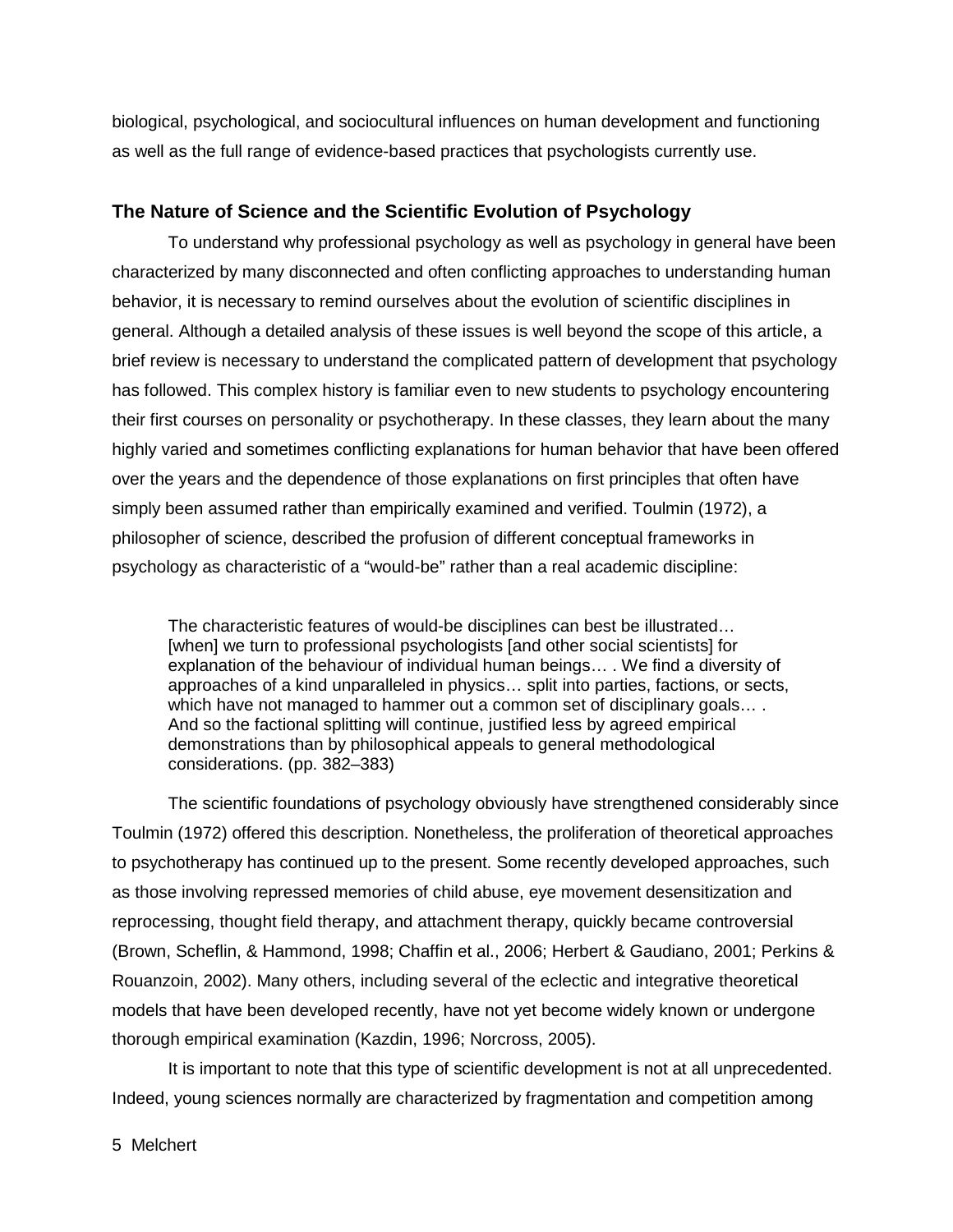biological, psychological, and sociocultural influences on human development and functioning as well as the full range of evidence-based practices that psychologists currently use.

## The Nature of Science and the Scientific Evolution of Psychology

To understand why professional psychology as well as psychology in general have been characterized by many disconnected and often conflicting approaches to understanding human behavior, it is necessary to remind ourselves about the evolution of scientific disciplines in general. Although a detailed analysis of these issues is well beyond the scope of this article, a brief review is necessary to understand the complicated pattern of development that psychology has followed. This complex history is familiar even to new students to psychology encountering their first courses on personality or psychotherapy. In these classes, they learn about the many highly varied and sometimes conflicting explanations for human behavior that have been offered over the years and the dependence of those explanations on first principles that often have simply been assumed rather than empirically examined and verified. Toulmin (1972), a philosopher of science, described the profusion of different conceptual frameworks in psychology as characteristic of a "would-be" rather than a real academic discipline:

> The characteristic features of would-be disciplines can best be illustrated… [when] we turn to professional psychologists [and other social scientists] for explanation of the behaviour of individual human beings… . We find a diversity of approaches of a kind unparalleled in physics… split into parties, factions, or sects, which have not managed to hammer out a common set of disciplinary goals… . And so the factional splitting will continue, justified less by agreed empirical demonstrations than by philosophical appeals to general methodological considerations. (pp. 382–383)

The scientific foundations of psychology obviously have strengthened considerably since Toulmin (1972) offered this description. Nonetheless, the proliferation of theoretical approaches to psychotherapy has continued up to the present. Some recently developed approaches, such as those involving repressed memories of child abuse, eye movement desensitization and reprocessing, thought field therapy, and attachment therapy, quickly became controversial (Brown, Scheflin, & Hammond, 1998; Chaffin et al., 2006; Herbert & Gaudiano, 2001; Perkins & Rouanzoin, 2002). Many others, including several of the eclectic and integrative theoretical models that have been developed recently, have not yet become widely known or undergone thorough empirical examination (Kazdin, 1996; Norcross, 2005).

It is important to note that this type of scientific development is not at all unprecedented. Indeed, young sciences normally are characterized by fragmentation and competition among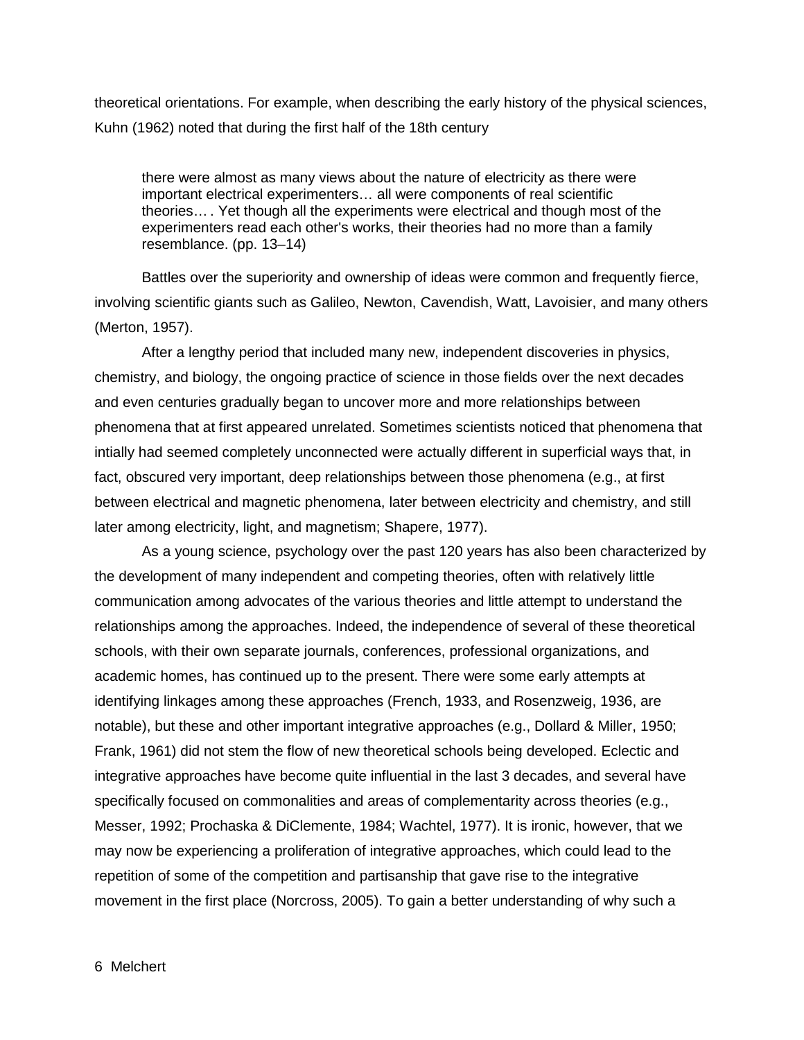theoretical orientations. For example, when describing the early history of the physical sciences, Kuhn (1962) noted that during the first half of the 18th century

> there were almost as many views about the nature of electricity as there were important electrical experimenters… all were components of real scientific theories… . Yet though all the experiments were electrical and though most of the experimenters read each other's works, their theories had no more than a family resemblance. (pp. 13–14)

Battles over the superiority and ownership of ideas were common and frequently fierce, involving scientific giants such as Galileo, Newton, Cavendish, Watt, Lavoisier, and many others (Merton, 1957).

After a lengthy period that included many new, independent discoveries in physics, chemistry, and biology, the ongoing practice of science in those fields over the next decades and even centuries gradually began to uncover more and more relationships between phenomena that at first appeared unrelated. Sometimes scientists noticed that phenomena that intially had seemed completely unconnected were actually different in superficial ways that, in fact, obscured very important, deep relationships between those phenomena (e.g., at first between electrical and magnetic phenomena, later between electricity and chemistry, and still later among electricity, light, and magnetism; Shapere, 1977).

As a young science, psychology over the past 120 years has also been characterized by the development of many independent and competing theories, often with relatively little communication among advocates of the various theories and little attempt to understand the relationships among the approaches. Indeed, the independence of several of these theoretical schools, with their own separate journals, conferences, professional organizations, and academic homes, has continued up to the present. There were some early attempts at identifying linkages among these approaches (French, 1933, and Rosenzweig, 1936, are notable), but these and other important integrative approaches (e.g., Dollard & Miller, 1950; Frank, 1961) did not stem the flow of new theoretical schools being developed. Eclectic and integrative approaches have become quite influential in the last 3 decades, and several have specifically focused on commonalities and areas of complementarity across theories (e.g., Messer, 1992; Prochaska & DiClemente, 1984; Wachtel, 1977). It is ironic, however, that we may now be experiencing a proliferation of integrative approaches, which could lead to the repetition of some of the competition and partisanship that gave rise to the integrative movement in the first place (Norcross, 2005). To gain a better understanding of why such a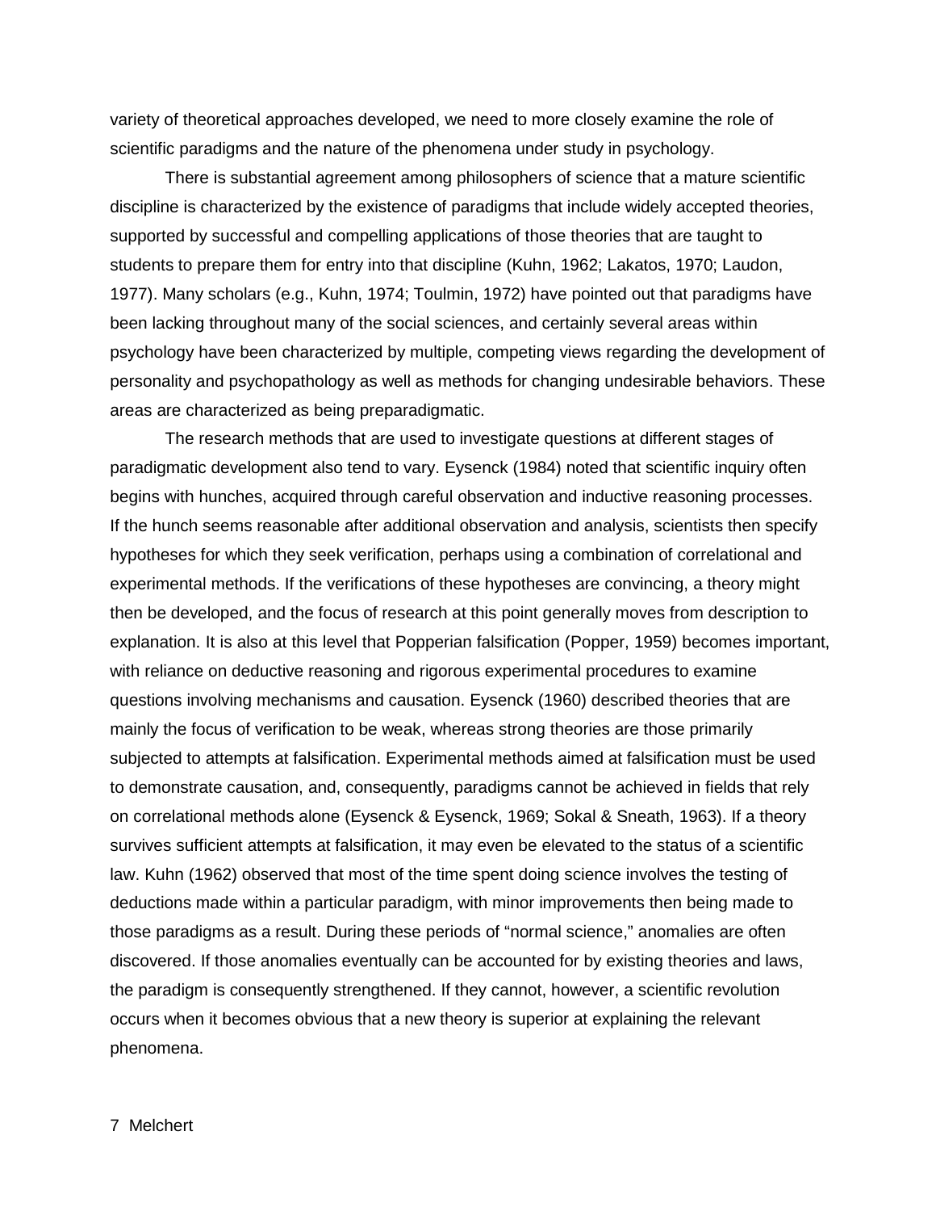variety of theoretical approaches developed, we need to more closely examine the role of scientific paradigms and the nature of the phenomena under study in psychology.

There is substantial agreement among philosophers of science that a mature scientific discipline is characterized by the existence of paradigms that include widely accepted theories, supported by successful and compelling applications of those theories that are taught to students to prepare them for entry into that discipline (Kuhn, 1962; Lakatos, 1970; Laudon, 1977). Many scholars (e.g., Kuhn, 1974; Toulmin, 1972) have pointed out that paradigms have been lacking throughout many of the social sciences, and certainly several areas within psychology have been characterized by multiple, competing views regarding the development of personality and psychopathology as well as methods for changing undesirable behaviors. These areas are characterized as being preparadigmatic.

The research methods that are used to investigate questions at different stages of paradigmatic development also tend to vary. Eysenck (1984) noted that scientific inquiry often begins with hunches, acquired through careful observation and inductive reasoning processes. If the hunch seems reasonable after additional observation and analysis, scientists then specify hypotheses for which they seek verification, perhaps using a combination of correlational and experimental methods. If the verifications of these hypotheses are convincing, a theory might then be developed, and the focus of research at this point generally moves from description to explanation. It is also at this level that Popperian falsification (Popper, 1959) becomes important, with reliance on deductive reasoning and rigorous experimental procedures to examine questions involving mechanisms and causation. Eysenck (1960) described theories that are mainly the focus of verification to be weak, whereas strong theories are those primarily subjected to attempts at falsification. Experimental methods aimed at falsification must be used to demonstrate causation, and, consequently, paradigms cannot be achieved in fields that rely on correlational methods alone (Eysenck & Eysenck, 1969; Sokal & Sneath, 1963). If a theory survives sufficient attempts at falsification, it may even be elevated to the status of a scientific law. Kuhn (1962) observed that most of the time spent doing science involves the testing of deductions made within a particular paradigm, with minor improvements then being made to those paradigms as a result. During these periods of “normal science,” anomalies are often discovered. If those anomalies eventually can be accounted for by existing theories and laws, the paradigm is consequently strengthened. If they cannot, however, a scientific revolution occurs when it becomes obvious that a new theory is superior at explaining the relevant phenomena.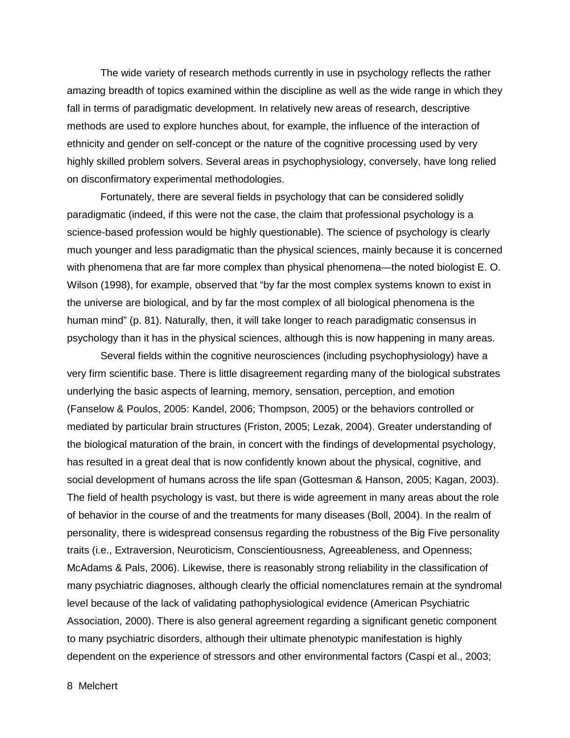The wide variety of research methods currently in use in psychology reflects the rather amazing breadth of topics examined within the discipline as well as the wide range in which they fall in terms of paradigmatic development. In relatively new areas of research, descriptive methods are used to explore hunches about, for example, the influence of the interaction of ethnicity and gender on self-concept or the nature of the cognitive processing used by very highly skilled problem solvers. Several areas in psychophysiology, conversely, have long relied on disconfirmatory experimental methodologies.

Fortunately, there are several fields in psychology that can be considered solidly paradigmatic (indeed, if this were not the case, the claim that professional psychology is a science-based profession would be highly questionable). The science of psychology is clearly much younger and less paradigmatic than the physical sciences, mainly because it is concerned with phenomena that are far more complex than physical phenomena—the noted biologist E. O. Wilson (1998), for example, observed that "by far the most complex systems known to exist in the universe are biological, and by far the most complex of all biological phenomena is the human mind" (p. 81). Naturally, then, it will take longer to reach paradigmatic consensus in psychology than it has in the physical sciences, although this is now happening in many areas.

Several fields within the cognitive neurosciences (including psychophysiology) have a very firm scientific base. There is little disagreement regarding many of the biological substrates underlying the basic aspects of learning, memory, sensation, perception, and emotion (Fanselow & Poulos, 2005: Kandel, 2006; Thompson, 2005) or the behaviors controlled or mediated by particular brain structures (Friston, 2005; Lezak, 2004). Greater understanding of the biological maturation of the brain, in concert with the findings of developmental psychology, has resulted in a great deal that is now confidently known about the physical, cognitive, and social development of humans across the life span (Gottesman & Hanson, 2005; Kagan, 2003). The field of health psychology is vast, but there is wide agreement in many areas about the role of behavior in the course of and the treatments for many diseases (Boll, 2004). In the realm of personality, there is widespread consensus regarding the robustness of the Big Five personality traits (i.e., Extraversion, Neuroticism, Conscientiousness, Agreeableness, and Openness; McAdams & Pals, 2006). Likewise, there is reasonably strong reliability in the classification of many psychiatric diagnoses, although clearly the official nomenclatures remain at the syndromal level because of the lack of validating pathophysiological evidence (American Psychiatric Association, 2000). There is also general agreement regarding a significant genetic component to many psychiatric disorders, although their ultimate phenotypic manifestation is highly dependent on the experience of stressors and other environmental factors (Caspi et al., 2003;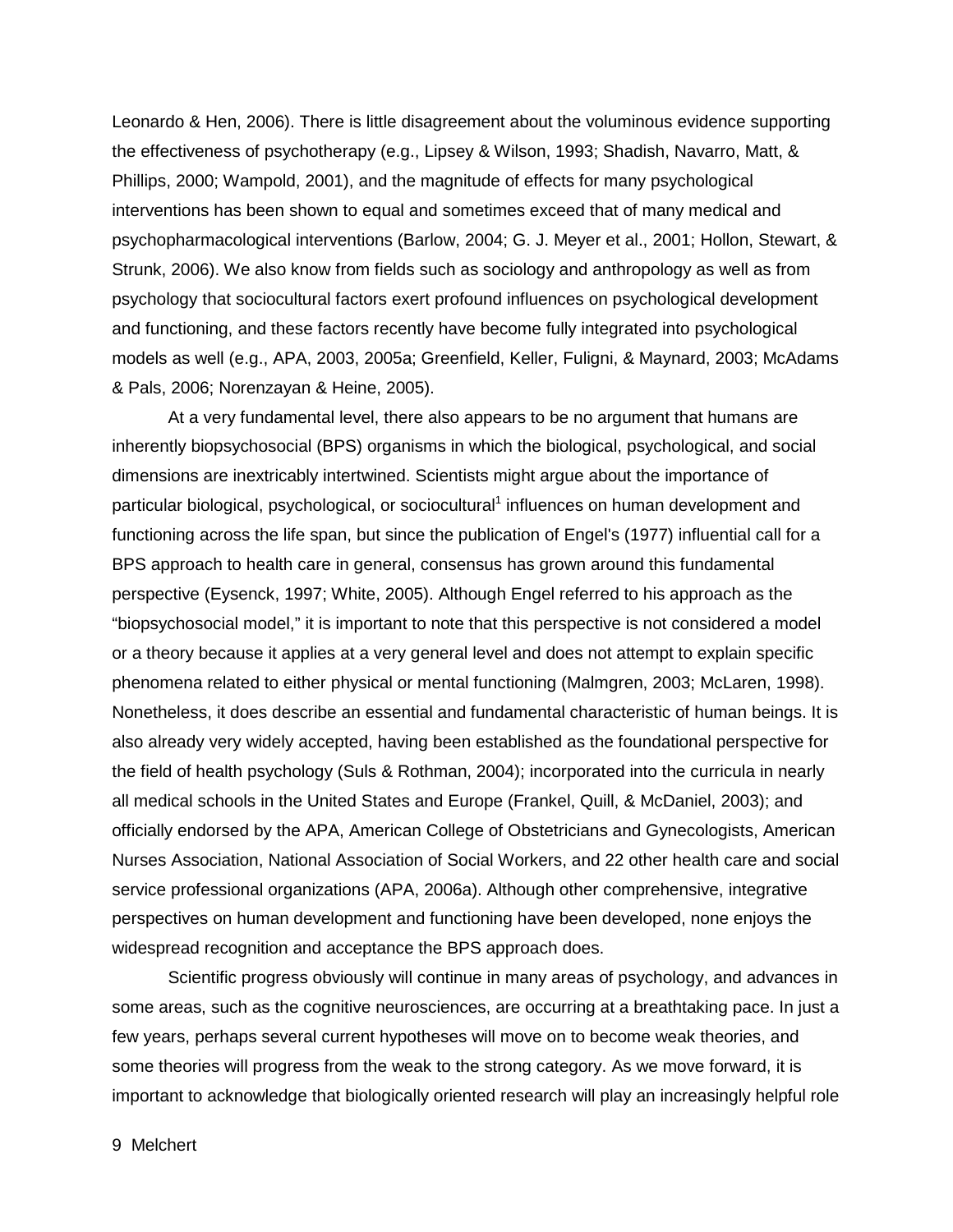Leonardo & Hen, 2006). There is little disagreement about the voluminous evidence supporting the effectiveness of psychotherapy (e.g., Lipsey & Wilson, 1993; Shadish, Navarro, Matt, & Phillips, 2000; Wampold, 2001), and the magnitude of effects for many psychological interventions has been shown to equal and sometimes exceed that of many medical and psychopharmacological interventions (Barlow, 2004; G. J. Meyer et al., 2001; Hollon, Stewart, & Strunk, 2006). We also know from fields such as sociology and anthropology as well as from psychology that sociocultural factors exert profound influences on psychological development and functioning, and these factors recently have become fully integrated into psychological models as well (e.g., APA, 2003, 2005a; Greenfield, Keller, Fuligni, & Maynard, 2003; McAdams & Pals, 2006; Norenzayan & Heine, 2005).

At a very fundamental level, there also appears to be no argument that humans are inherently biopsychosocial (BPS) organisms in which the biological, psychological, and social dimensions are inextricably intertwined. Scientists might argue about the importance of particular biological, psychological, or sociocultural[1] influences on human development and functioning across the life span, but since the publication of Engel's (1977) influential call for a BPS approach to health care in general, consensus has grown around this fundamental perspective (Eysenck, 1997; White, 2005). Although Engel referred to his approach as the "biopsychosocial model," it is important to note that this perspective is not considered a model or a theory because it applies at a very general level and does not attempt to explain specific phenomena related to either physical or mental functioning (Malmgren, 2003; McLaren, 1998). Nonetheless, it does describe an essential and fundamental characteristic of human beings. It is also already very widely accepted, having been established as the foundational perspective for the field of health psychology (Suls & Rothman, 2004); incorporated into the curricula in nearly all medical schools in the United States and Europe (Frankel, Quill, & McDaniel, 2003); and officially endorsed by the APA, American College of Obstetricians and Gynecologists, American Nurses Association, National Association of Social Workers, and 22 other health care and social service professional organizations (APA, 2006a). Although other comprehensive, integrative perspectives on human development and functioning have been developed, none enjoys the widespread recognition and acceptance the BPS approach does.

Scientific progress obviously will continue in many areas of psychology, and advances in some areas, such as the cognitive neurosciences, are occurring at a breathtaking pace. In just a few years, perhaps several current hypotheses will move on to become weak theories, and some theories will progress from the weak to the strong category. As we move forward, it is important to acknowledge that biologically oriented research will play an increasingly helpful role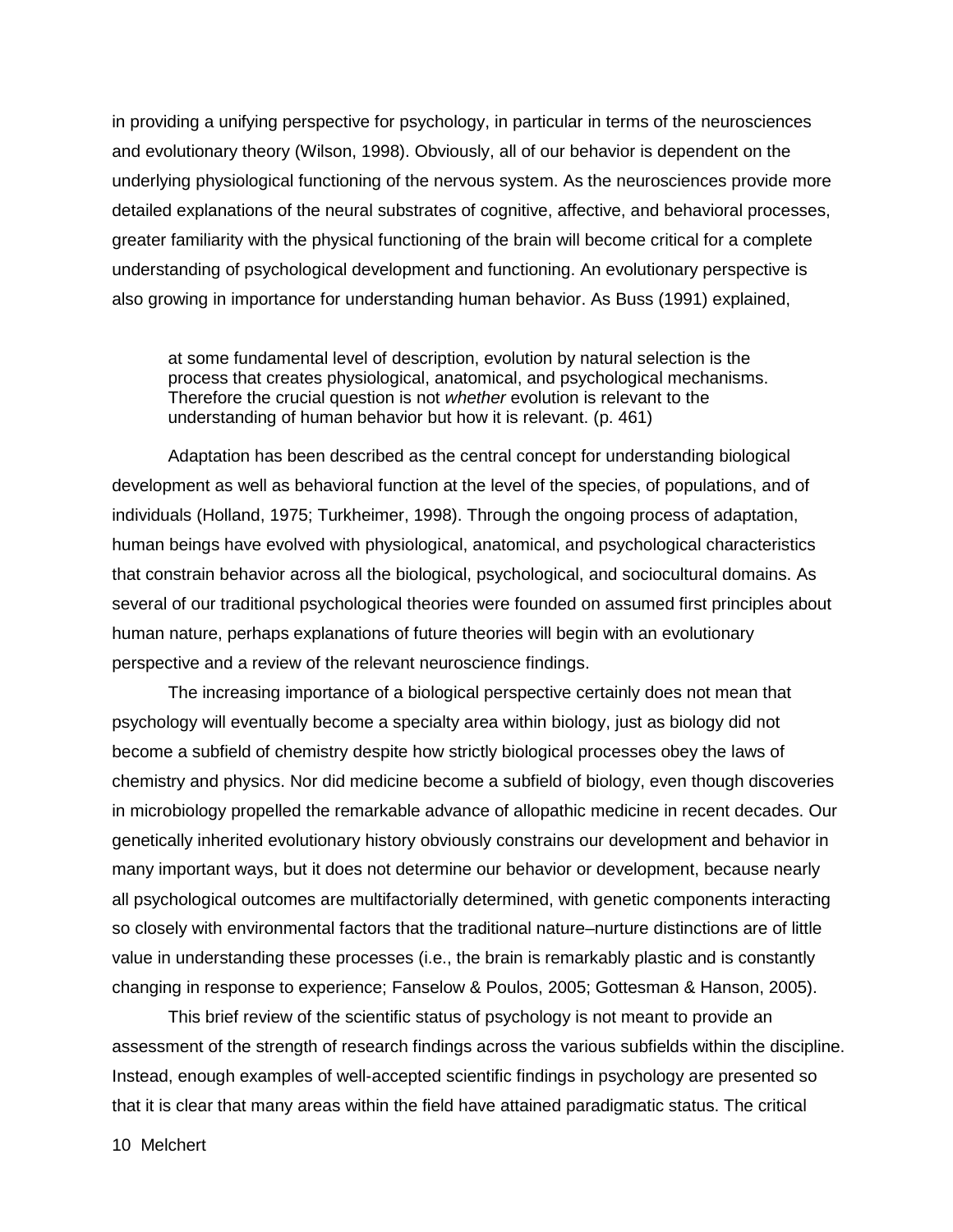in providing a unifying perspective for psychology, in particular in terms of the neurosciences and evolutionary theory (Wilson, 1998). Obviously, all of our behavior is dependent on the underlying physiological functioning of the nervous system. As the neurosciences provide more detailed explanations of the neural substrates of cognitive, affective, and behavioral processes, greater familiarity with the physical functioning of the brain will become critical for a complete understanding of psychological development and functioning. An evolutionary perspective is also growing in importance for understanding human behavior. As Buss (1991) explained,

> at some fundamental level of description, evolution by natural selection is the process that creates physiological, anatomical, and psychological mechanisms. Therefore the crucial question is not *whether* evolution is relevant to the understanding of human behavior but how it is relevant. (p. 461)

Adaptation has been described as the central concept for understanding biological development as well as behavioral function at the level of the species, of populations, and of individuals (Holland, 1975; Turkheimer, 1998). Through the ongoing process of adaptation, human beings have evolved with physiological, anatomical, and psychological characteristics that constrain behavior across all the biological, psychological, and sociocultural domains. As several of our traditional psychological theories were founded on assumed first principles about human nature, perhaps explanations of future theories will begin with an evolutionary perspective and a review of the relevant neuroscience findings.

The increasing importance of a biological perspective certainly does not mean that psychology will eventually become a specialty area within biology, just as biology did not become a subfield of chemistry despite how strictly biological processes obey the laws of chemistry and physics. Nor did medicine become a subfield of biology, even though discoveries in microbiology propelled the remarkable advance of allopathic medicine in recent decades. Our genetically inherited evolutionary history obviously constrains our development and behavior in many important ways, but it does not determine our behavior or development, because nearly all psychological outcomes are multifactorially determined, with genetic components interacting so closely with environmental factors that the traditional nature–nurture distinctions are of little value in understanding these processes (i.e., the brain is remarkably plastic and is constantly changing in response to experience; Fanselow & Poulos, 2005; Gottesman & Hanson, 2005).

This brief review of the scientific status of psychology is not meant to provide an assessment of the strength of research findings across the various subfields within the discipline. Instead, enough examples of well-accepted scientific findings in psychology are presented so that it is clear that many areas within the field have attained paradigmatic status. The critical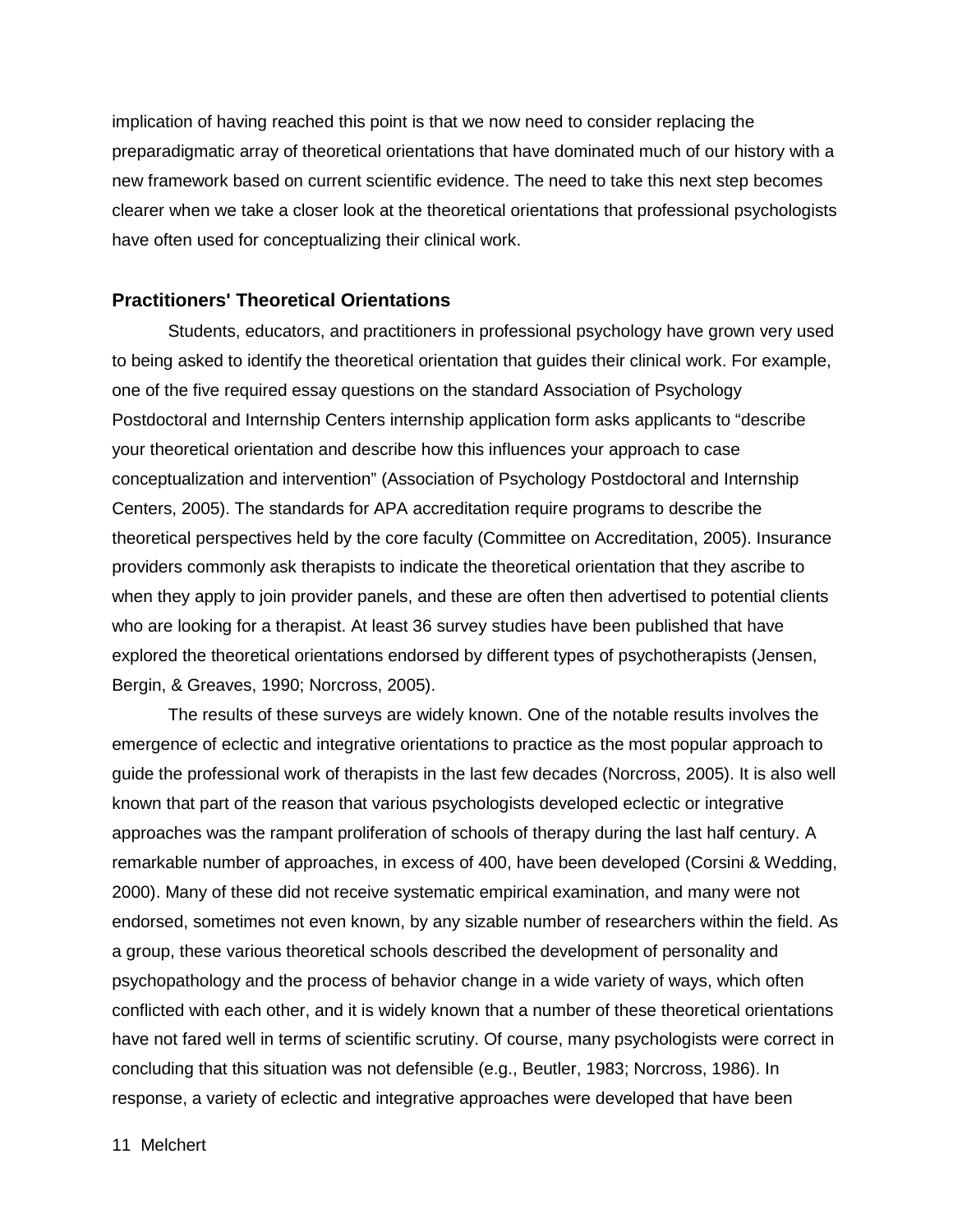implication of having reached this point is that we now need to consider replacing the preparadigmatic array of theoretical orientations that have dominated much of our history with a new framework based on current scientific evidence. The need to take this next step becomes clearer when we take a closer look at the theoretical orientations that professional psychologists have often used for conceptualizing their clinical work.

### Practitioners' Theoretical Orientations

Students, educators, and practitioners in professional psychology have grown very used to being asked to identify the theoretical orientation that guides their clinical work. For example, one of the five required essay questions on the standard Association of Psychology Postdoctoral and Internship Centers internship application form asks applicants to "describe your theoretical orientation and describe how this influences your approach to case conceptualization and intervention" (Association of Psychology Postdoctoral and Internship Centers, 2005). The standards for APA accreditation require programs to describe the theoretical perspectives held by the core faculty (Committee on Accreditation, 2005). Insurance providers commonly ask therapists to indicate the theoretical orientation that they ascribe to when they apply to join provider panels, and these are often then advertised to potential clients who are looking for a therapist. At least 36 survey studies have been published that have explored the theoretical orientations endorsed by different types of psychotherapists (Jensen, Bergin, & Greaves, 1990; Norcross, 2005).

The results of these surveys are widely known. One of the notable results involves the emergence of eclectic and integrative orientations to practice as the most popular approach to guide the professional work of therapists in the last few decades (Norcross, 2005). It is also well known that part of the reason that various psychologists developed eclectic or integrative approaches was the rampant proliferation of schools of therapy during the last half century. A remarkable number of approaches, in excess of 400, have been developed (Corsini & Wedding, 2000). Many of these did not receive systematic empirical examination, and many were not endorsed, sometimes not even known, by any sizable number of researchers within the field. As a group, these various theoretical schools described the development of personality and psychopathology and the process of behavior change in a wide variety of ways, which often conflicted with each other, and it is widely known that a number of these theoretical orientations have not fared well in terms of scientific scrutiny. Of course, many psychologists were correct in concluding that this situation was not defensible (e.g., Beutler, 1983; Norcross, 1986). In response, a variety of eclectic and integrative approaches were developed that have been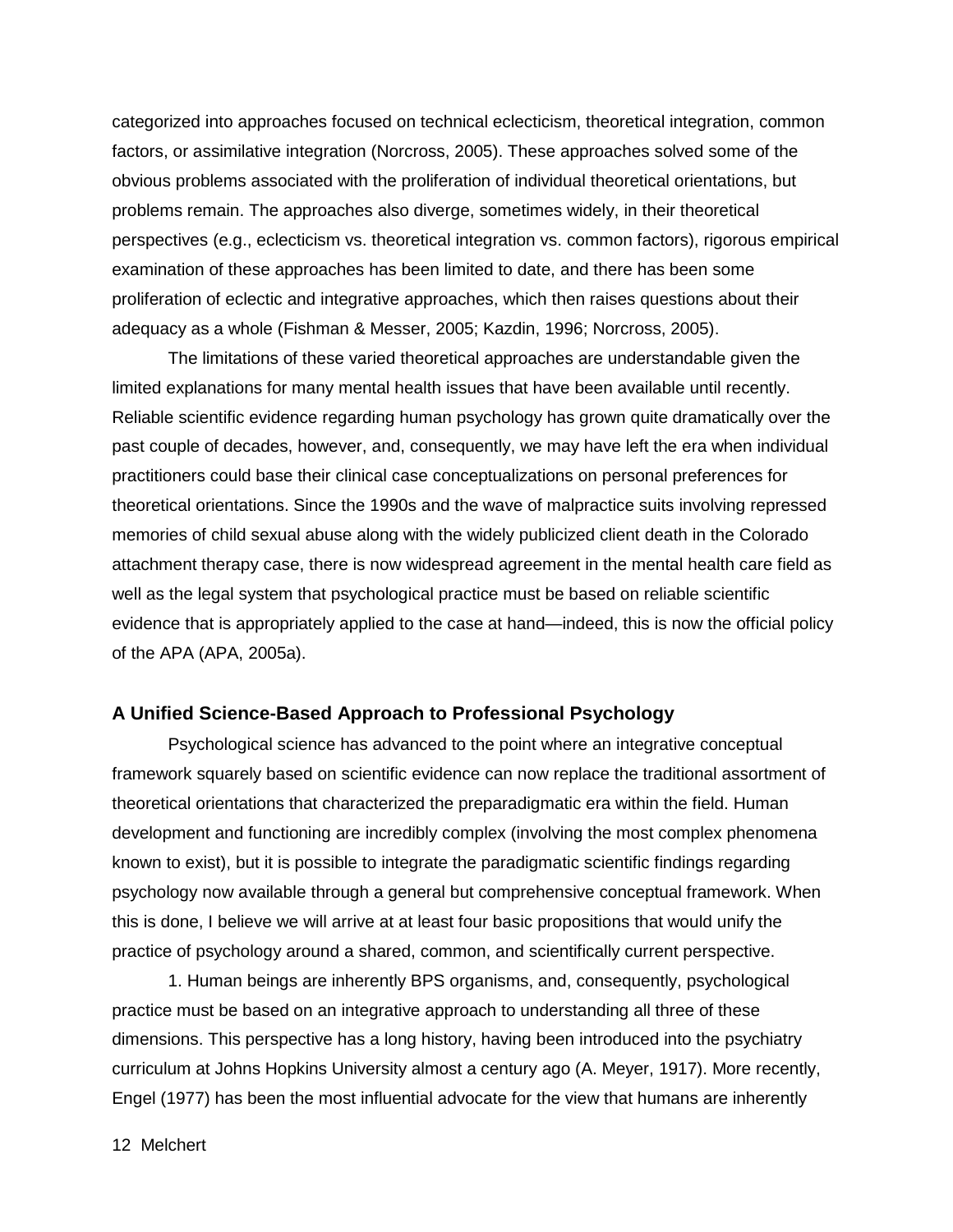categorized into approaches focused on technical eclecticism, theoretical integration, common factors, or assimilative integration (Norcross, 2005). These approaches solved some of the obvious problems associated with the proliferation of individual theoretical orientations, but problems remain. The approaches also diverge, sometimes widely, in their theoretical perspectives (e.g., eclecticism vs. theoretical integration vs. common factors), rigorous empirical examination of these approaches has been limited to date, and there has been some proliferation of eclectic and integrative approaches, which then raises questions about their adequacy as a whole (Fishman & Messer, 2005; Kazdin, 1996; Norcross, 2005).

The limitations of these varied theoretical approaches are understandable given the limited explanations for many mental health issues that have been available until recently. Reliable scientific evidence regarding human psychology has grown quite dramatically over the past couple of decades, however, and, consequently, we may have left the era when individual practitioners could base their clinical case conceptualizations on personal preferences for theoretical orientations. Since the 1990s and the wave of malpractice suits involving repressed memories of child sexual abuse along with the widely publicized client death in the Colorado attachment therapy case, there is now widespread agreement in the mental health care field as well as the legal system that psychological practice must be based on reliable scientific evidence that is appropriately applied to the case at hand—indeed, this is now the official policy of the APA (APA, 2005a).

### A Unified Science-Based Approach to Professional Psychology

Psychological science has advanced to the point where an integrative conceptual framework squarely based on scientific evidence can now replace the traditional assortment of theoretical orientations that characterized the preparadigmatic era within the field. Human development and functioning are incredibly complex (involving the most complex phenomena known to exist), but it is possible to integrate the paradigmatic scientific findings regarding psychology now available through a general but comprehensive conceptual framework. When this is done, I believe we will arrive at at least four basic propositions that would unify the practice of psychology around a shared, common, and scientifically current perspective.

1. Human beings are inherently BPS organisms, and, consequently, psychological practice must be based on an integrative approach to understanding all three of these dimensions. This perspective has a long history, having been introduced into the psychiatry curriculum at Johns Hopkins University almost a century ago (A. Meyer, 1917). More recently, Engel (1977) has been the most influential advocate for the view that humans are inherently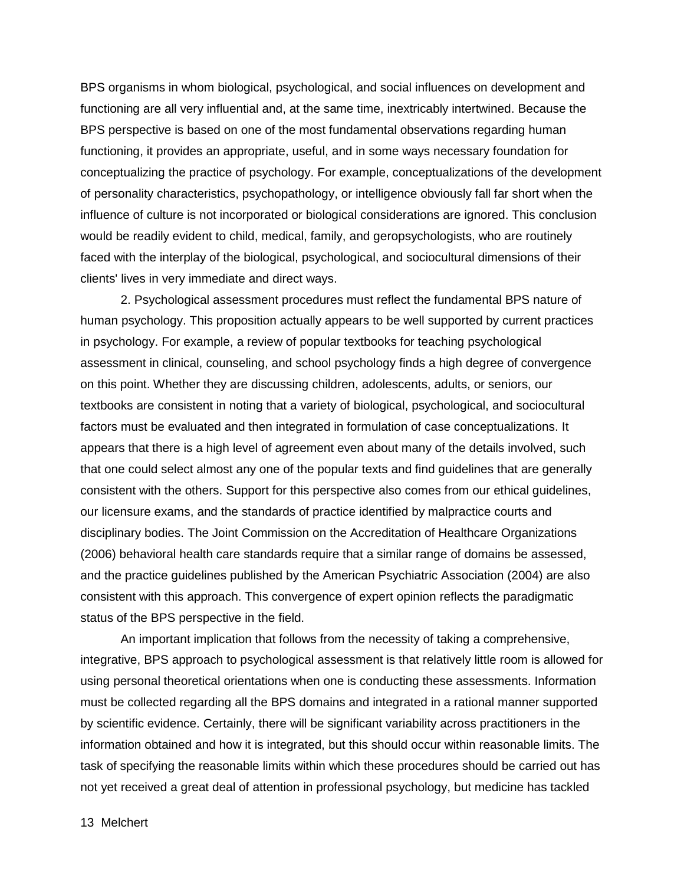BPS organisms in whom biological, psychological, and social influences on development and functioning are all very influential and, at the same time, inextricably intertwined. Because the BPS perspective is based on one of the most fundamental observations regarding human functioning, it provides an appropriate, useful, and in some ways necessary foundation for conceptualizing the practice of psychology. For example, conceptualizations of the development of personality characteristics, psychopathology, or intelligence obviously fall far short when the influence of culture is not incorporated or biological considerations are ignored. This conclusion would be readily evident to child, medical, family, and geropsychologists, who are routinely faced with the interplay of the biological, psychological, and sociocultural dimensions of their clients' lives in very immediate and direct ways.

2. Psychological assessment procedures must reflect the fundamental BPS nature of human psychology. This proposition actually appears to be well supported by current practices in psychology. For example, a review of popular textbooks for teaching psychological assessment in clinical, counseling, and school psychology finds a high degree of convergence on this point. Whether they are discussing children, adolescents, adults, or seniors, our textbooks are consistent in noting that a variety of biological, psychological, and sociocultural factors must be evaluated and then integrated in formulation of case conceptualizations. It appears that there is a high level of agreement even about many of the details involved, such that one could select almost any one of the popular texts and find guidelines that are generally consistent with the others. Support for this perspective also comes from our ethical guidelines, our licensure exams, and the standards of practice identified by malpractice courts and disciplinary bodies. The Joint Commission on the Accreditation of Healthcare Organizations (2006) behavioral health care standards require that a similar range of domains be assessed, and the practice guidelines published by the American Psychiatric Association (2004) are also consistent with this approach. This convergence of expert opinion reflects the paradigmatic status of the BPS perspective in the field.

An important implication that follows from the necessity of taking a comprehensive, integrative, BPS approach to psychological assessment is that relatively little room is allowed for using personal theoretical orientations when one is conducting these assessments. Information must be collected regarding all the BPS domains and integrated in a rational manner supported by scientific evidence. Certainly, there will be significant variability across practitioners in the information obtained and how it is integrated, but this should occur within reasonable limits. The task of specifying the reasonable limits within which these procedures should be carried out has not yet received a great deal of attention in professional psychology, but medicine has tackled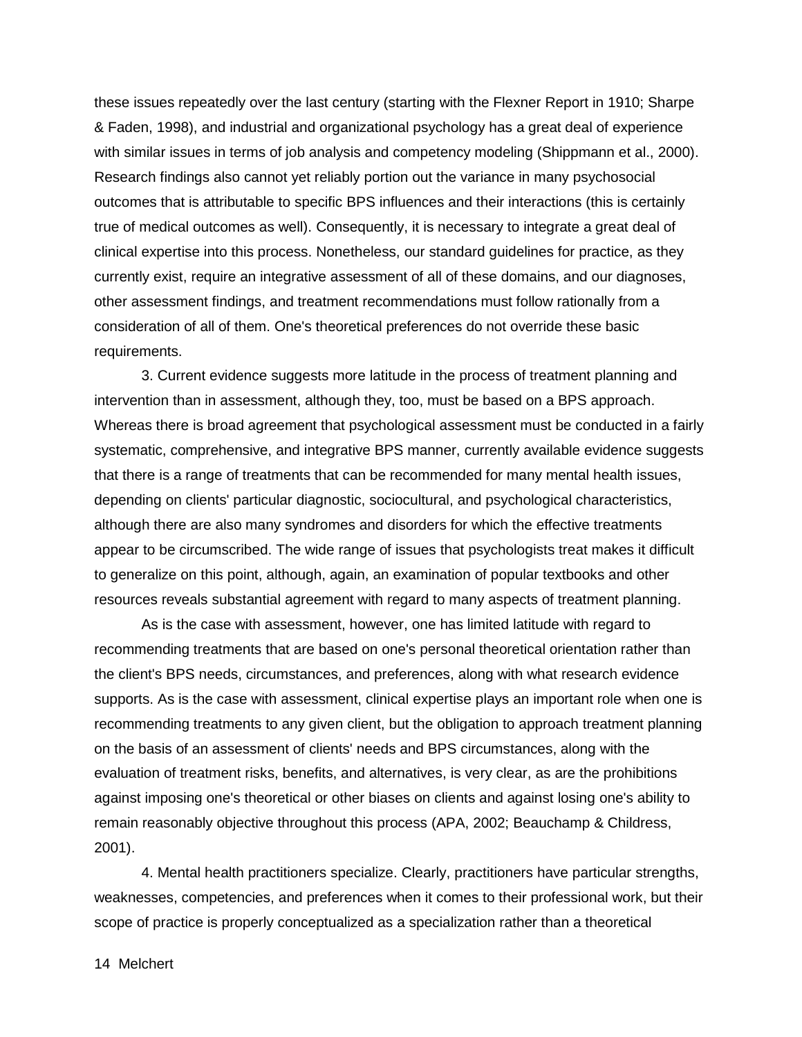these issues repeatedly over the last century (starting with the Flexner Report in 1910; Sharpe & Faden, 1998), and industrial and organizational psychology has a great deal of experience with similar issues in terms of job analysis and competency modeling (Shippmann et al., 2000). Research findings also cannot yet reliably portion out the variance in many psychosocial outcomes that is attributable to specific BPS influences and their interactions (this is certainly true of medical outcomes as well). Consequently, it is necessary to integrate a great deal of clinical expertise into this process. Nonetheless, our standard guidelines for practice, as they currently exist, require an integrative assessment of all of these domains, and our diagnoses, other assessment findings, and treatment recommendations must follow rationally from a consideration of all of them. One's theoretical preferences do not override these basic requirements.

3. Current evidence suggests more latitude in the process of treatment planning and intervention than in assessment, although they, too, must be based on a BPS approach. Whereas there is broad agreement that psychological assessment must be conducted in a fairly systematic, comprehensive, and integrative BPS manner, currently available evidence suggests that there is a range of treatments that can be recommended for many mental health issues, depending on clients' particular diagnostic, sociocultural, and psychological characteristics, although there are also many syndromes and disorders for which the effective treatments appear to be circumscribed. The wide range of issues that psychologists treat makes it difficult to generalize on this point, although, again, an examination of popular textbooks and other resources reveals substantial agreement with regard to many aspects of treatment planning.

As is the case with assessment, however, one has limited latitude with regard to recommending treatments that are based on one's personal theoretical orientation rather than the client's BPS needs, circumstances, and preferences, along with what research evidence supports. As is the case with assessment, clinical expertise plays an important role when one is recommending treatments to any given client, but the obligation to approach treatment planning on the basis of an assessment of clients' needs and BPS circumstances, along with the evaluation of treatment risks, benefits, and alternatives, is very clear, as are the prohibitions against imposing one's theoretical or other biases on clients and against losing one's ability to remain reasonably objective throughout this process (APA, 2002; Beauchamp & Childress, 2001).

4. Mental health practitioners specialize. Clearly, practitioners have particular strengths, weaknesses, competencies, and preferences when it comes to their professional work, but their scope of practice is properly conceptualized as a specialization rather than a theoretical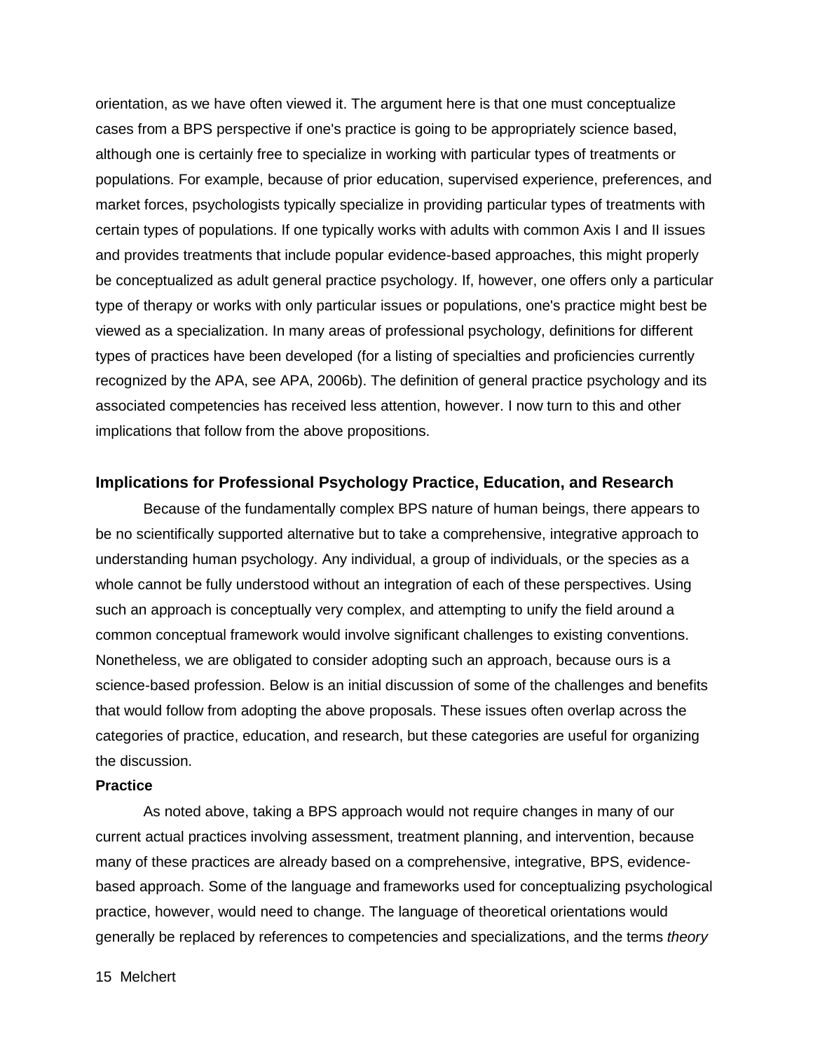orientation, as we have often viewed it. The argument here is that one must conceptualize cases from a BPS perspective if one's practice is going to be appropriately science based, although one is certainly free to specialize in working with particular types of treatments or populations. For example, because of prior education, supervised experience, preferences, and market forces, psychologists typically specialize in providing particular types of treatments with certain types of populations. If one typically works with adults with common Axis I and II issues and provides treatments that include popular evidence-based approaches, this might properly be conceptualized as adult general practice psychology. If, however, one offers only a particular type of therapy or works with only particular issues or populations, one's practice might best be viewed as a specialization. In many areas of professional psychology, definitions for different types of practices have been developed (for a listing of specialties and proficiencies currently recognized by the APA, see APA, 2006b). The definition of general practice psychology and its associated competencies has received less attention, however. I now turn to this and other implications that follow from the above propositions.

## Implications for Professional Psychology Practice, Education, and Research

Because of the fundamentally complex BPS nature of human beings, there appears to be no scientifically supported alternative but to take a comprehensive, integrative approach to understanding human psychology. Any individual, a group of individuals, or the species as a whole cannot be fully understood without an integration of each of these perspectives. Using such an approach is conceptually very complex, and attempting to unify the field around a common conceptual framework would involve significant challenges to existing conventions. Nonetheless, we are obligated to consider adopting such an approach, because ours is a science-based profession. Below is an initial discussion of some of the challenges and benefits that would follow from adopting the above proposals. These issues often overlap across the categories of practice, education, and research, but these categories are useful for organizing the discussion.

### Practice

As noted above, taking a BPS approach would not require changes in many of our current actual practices involving assessment, treatment planning, and intervention, because many of these practices are already based on a comprehensive, integrative, BPS, evidence-based approach. Some of the language and frameworks used for conceptualizing psychological practice, however, would need to change. The language of theoretical orientations would generally be replaced by references to competencies and specializations, and the terms *theory*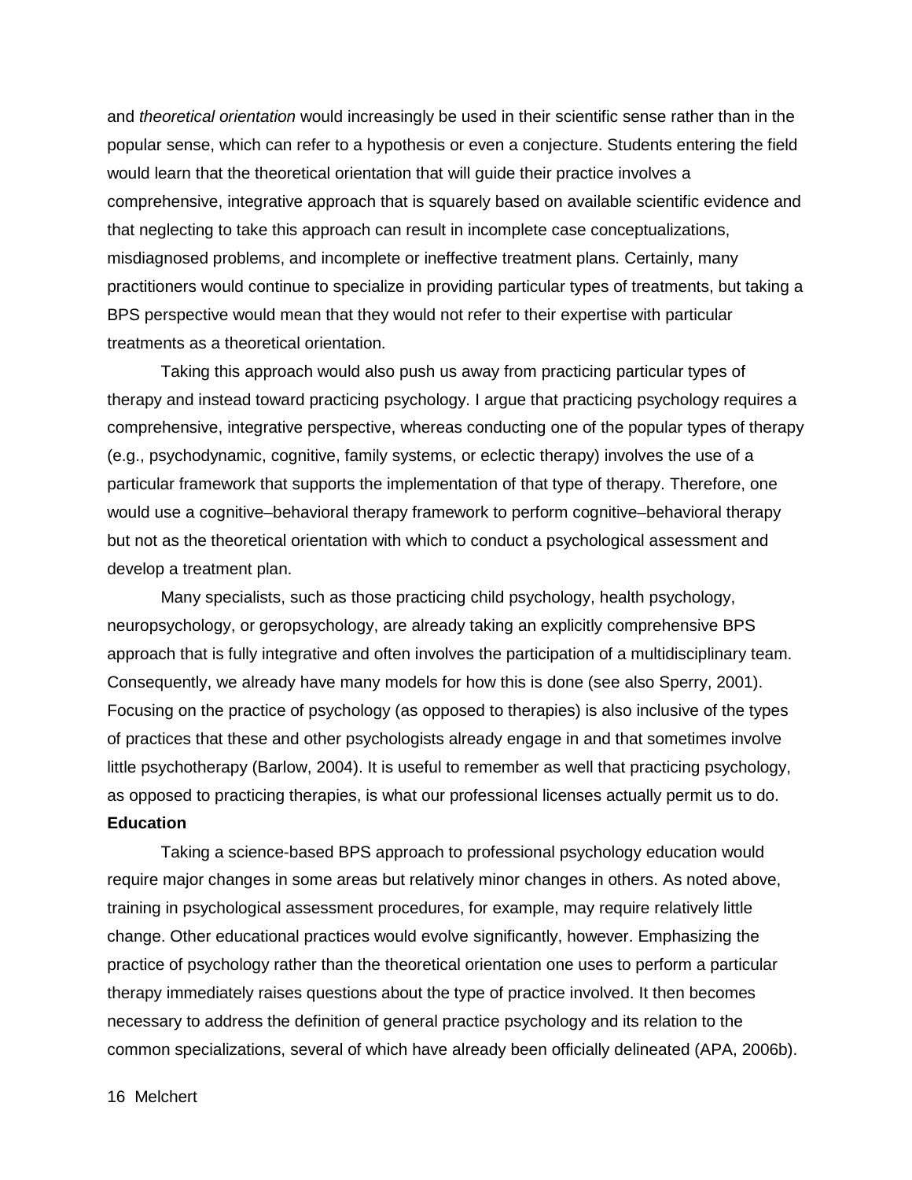and *theoretical orientation* would increasingly be used in their scientific sense rather than in the popular sense, which can refer to a hypothesis or even a conjecture. Students entering the field would learn that the theoretical orientation that will guide their practice involves a comprehensive, integrative approach that is squarely based on available scientific evidence and that neglecting to take this approach can result in incomplete case conceptualizations, misdiagnosed problems, and incomplete or ineffective treatment plans. Certainly, many practitioners would continue to specialize in providing particular types of treatments, but taking a BPS perspective would mean that they would not refer to their expertise with particular treatments as a theoretical orientation.

Taking this approach would also push us away from practicing particular types of therapy and instead toward practicing psychology. I argue that practicing psychology requires a comprehensive, integrative perspective, whereas conducting one of the popular types of therapy (e.g., psychodynamic, cognitive, family systems, or eclectic therapy) involves the use of a particular framework that supports the implementation of that type of therapy. Therefore, one would use a cognitive–behavioral therapy framework to perform cognitive–behavioral therapy but not as the theoretical orientation with which to conduct a psychological assessment and develop a treatment plan.

Many specialists, such as those practicing child psychology, health psychology, neuropsychology, or geropsychology, are already taking an explicitly comprehensive BPS approach that is fully integrative and often involves the participation of a multidisciplinary team. Consequently, we already have many models for how this is done (see also Sperry, 2001). Focusing on the practice of psychology (as opposed to therapies) is also inclusive of the types of practices that these and other psychologists already engage in and that sometimes involve little psychotherapy (Barlow, 2004). It is useful to remember as well that practicing psychology, as opposed to practicing therapies, is what our professional licenses actually permit us to do.

**Education**

Taking a science-based BPS approach to professional psychology education would require major changes in some areas but relatively minor changes in others. As noted above, training in psychological assessment procedures, for example, may require relatively little change. Other educational practices would evolve significantly, however. Emphasizing the practice of psychology rather than the theoretical orientation one uses to perform a particular therapy immediately raises questions about the type of practice involved. It then becomes necessary to address the definition of general practice psychology and its relation to the common specializations, several of which have already been officially delineated (APA, 2006b).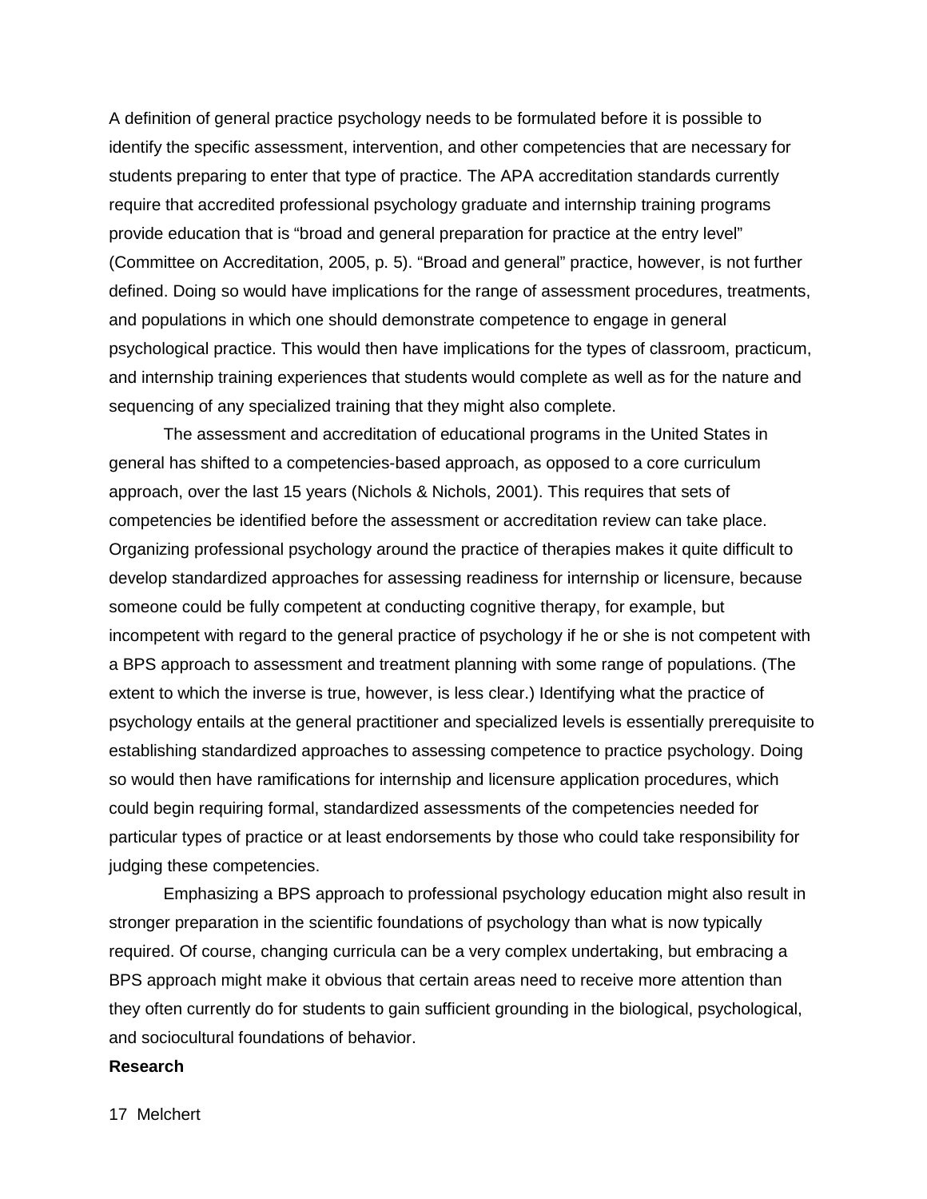A definition of general practice psychology needs to be formulated before it is possible to identify the specific assessment, intervention, and other competencies that are necessary for students preparing to enter that type of practice. The APA accreditation standards currently require that accredited professional psychology graduate and internship training programs provide education that is "broad and general preparation for practice at the entry level" (Committee on Accreditation, 2005, p. 5). "Broad and general" practice, however, is not further defined. Doing so would have implications for the range of assessment procedures, treatments, and populations in which one should demonstrate competence to engage in general psychological practice. This would then have implications for the types of classroom, practicum, and internship training experiences that students would complete as well as for the nature and sequencing of any specialized training that they might also complete.

The assessment and accreditation of educational programs in the United States in general has shifted to a competencies-based approach, as opposed to a core curriculum approach, over the last 15 years (Nichols & Nichols, 2001). This requires that sets of competencies be identified before the assessment or accreditation review can take place. Organizing professional psychology around the practice of therapies makes it quite difficult to develop standardized approaches for assessing readiness for internship or licensure, because someone could be fully competent at conducting cognitive therapy, for example, but incompetent with regard to the general practice of psychology if he or she is not competent with a BPS approach to assessment and treatment planning with some range of populations. (The extent to which the inverse is true, however, is less clear.) Identifying what the practice of psychology entails at the general practitioner and specialized levels is essentially prerequisite to establishing standardized approaches to assessing competence to practice psychology. Doing so would then have ramifications for internship and licensure application procedures, which could begin requiring formal, standardized assessments of the competencies needed for particular types of practice or at least endorsements by those who could take responsibility for judging these competencies.

Emphasizing a BPS approach to professional psychology education might also result in stronger preparation in the scientific foundations of psychology than what is now typically required. Of course, changing curricula can be a very complex undertaking, but embracing a BPS approach might make it obvious that certain areas need to receive more attention than they often currently do for students to gain sufficient grounding in the biological, psychological, and sociocultural foundations of behavior.

**Research**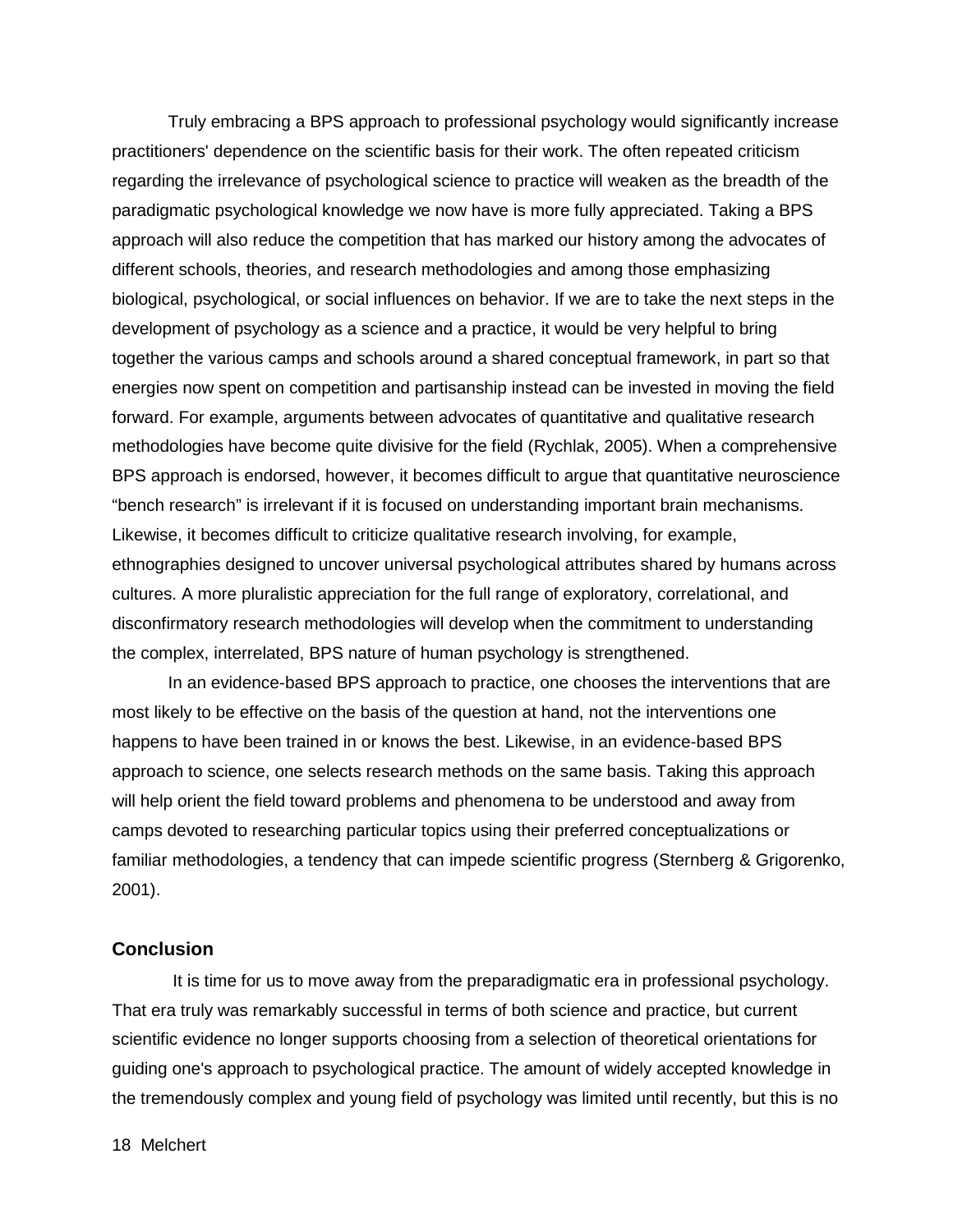Truly embracing a BPS approach to professional psychology would significantly increase practitioners' dependence on the scientific basis for their work. The often repeated criticism regarding the irrelevance of psychological science to practice will weaken as the breadth of the paradigmatic psychological knowledge we now have is more fully appreciated. Taking a BPS approach will also reduce the competition that has marked our history among the advocates of different schools, theories, and research methodologies and among those emphasizing biological, psychological, or social influences on behavior. If we are to take the next steps in the development of psychology as a science and a practice, it would be very helpful to bring together the various camps and schools around a shared conceptual framework, in part so that energies now spent on competition and partisanship instead can be invested in moving the field forward. For example, arguments between advocates of quantitative and qualitative research methodologies have become quite divisive for the field (Rychlak, 2005). When a comprehensive BPS approach is endorsed, however, it becomes difficult to argue that quantitative neuroscience “bench research” is irrelevant if it is focused on understanding important brain mechanisms. Likewise, it becomes difficult to criticize qualitative research involving, for example, ethnographies designed to uncover universal psychological attributes shared by humans across cultures. A more pluralistic appreciation for the full range of exploratory, correlational, and disconfirmatory research methodologies will develop when the commitment to understanding the complex, interrelated, BPS nature of human psychology is strengthened.

In an evidence-based BPS approach to practice, one chooses the interventions that are most likely to be effective on the basis of the question at hand, not the interventions one happens to have been trained in or knows the best. Likewise, in an evidence-based BPS approach to science, one selects research methods on the same basis. Taking this approach will help orient the field toward problems and phenomena to be understood and away from camps devoted to researching particular topics using their preferred conceptualizations or familiar methodologies, a tendency that can impede scientific progress (Sternberg & Grigorenko, 2001).

## Conclusion

It is time for us to move away from the preparadigmatic era in professional psychology. That era truly was remarkably successful in terms of both science and practice, but current scientific evidence no longer supports choosing from a selection of theoretical orientations for guiding one's approach to psychological practice. The amount of widely accepted knowledge in the tremendously complex and young field of psychology was limited until recently, but this is no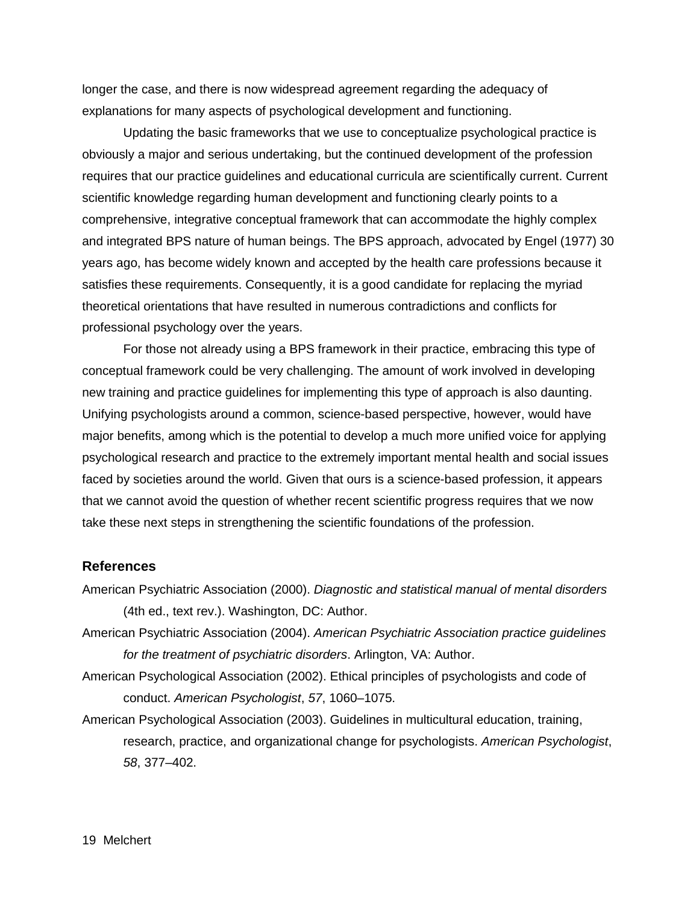longer the case, and there is now widespread agreement regarding the adequacy of explanations for many aspects of psychological development and functioning.

Updating the basic frameworks that we use to conceptualize psychological practice is obviously a major and serious undertaking, but the continued development of the profession requires that our practice guidelines and educational curricula are scientifically current. Current scientific knowledge regarding human development and functioning clearly points to a comprehensive, integrative conceptual framework that can accommodate the highly complex and integrated BPS nature of human beings. The BPS approach, advocated by Engel (1977) 30 years ago, has become widely known and accepted by the health care professions because it satisfies these requirements. Consequently, it is a good candidate for replacing the myriad theoretical orientations that have resulted in numerous contradictions and conflicts for professional psychology over the years.

For those not already using a BPS framework in their practice, embracing this type of conceptual framework could be very challenging. The amount of work involved in developing new training and practice guidelines for implementing this type of approach is also daunting. Unifying psychologists around a common, science-based perspective, however, would have major benefits, among which is the potential to develop a much more unified voice for applying psychological research and practice to the extremely important mental health and social issues faced by societies around the world. Given that ours is a science-based profession, it appears that we cannot avoid the question of whether recent scientific progress requires that we now take these next steps in strengthening the scientific foundations of the profession.

### References

American Psychiatric Association (2000). *Diagnostic and statistical manual of mental disorders* (4th ed., text rev.). Washington, DC: Author.

American Psychiatric Association (2004). *American Psychiatric Association practice guidelines for the treatment of psychiatric disorders*. Arlington, VA: Author.

American Psychological Association (2002). Ethical principles of psychologists and code of conduct. *American Psychologist*, *57*, 1060–1075.

American Psychological Association (2003). Guidelines in multicultural education, training, research, practice, and organizational change for psychologists. *American Psychologist*, *58*, 377–402.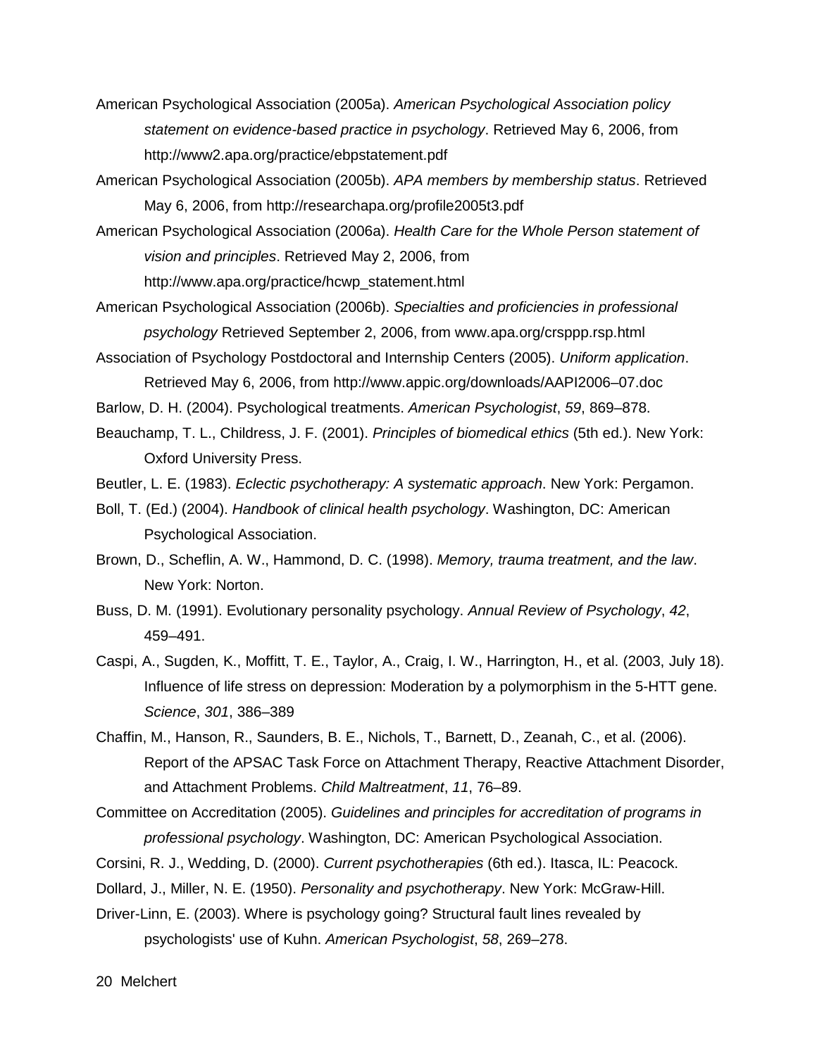American Psychological Association (2005a). *American Psychological Association policy statement on evidence-based practice in psychology*. Retrieved May 6, 2006, from http://www2.apa.org/practice/ebpstatement.pdf

American Psychological Association (2005b). *APA members by membership status*. Retrieved May 6, 2006, from http://researchapa.org/profile2005t3.pdf

American Psychological Association (2006a). *Health Care for the Whole Person statement of vision and principles*. Retrieved May 2, 2006, from http://www.apa.org/practice/hcwp_statement.html

American Psychological Association (2006b). *Specialties and proficiencies in professional psychology* Retrieved September 2, 2006, from www.apa.org/crsppp.rsp.html

Association of Psychology Postdoctoral and Internship Centers (2005). *Uniform application*. Retrieved May 6, 2006, from http://www.appic.org/downloads/AAPI2006–07.doc

Barlow, D. H. (2004). Psychological treatments. *American Psychologist*, *59*, 869–878.

Beauchamp, T. L., Childress, J. F. (2001). *Principles of biomedical ethics* (5th ed.). New York: Oxford University Press.

Beutler, L. E. (1983). *Eclectic psychotherapy: A systematic approach*. New York: Pergamon.

Boll, T. (Ed.) (2004). *Handbook of clinical health psychology*. Washington, DC: American Psychological Association.

Brown, D., Scheflin, A. W., Hammond, D. C. (1998). *Memory, trauma treatment, and the law*. New York: Norton.

Buss, D. M. (1991). Evolutionary personality psychology. *Annual Review of Psychology*, *42*, 459–491.

Caspi, A., Sugden, K., Moffitt, T. E., Taylor, A., Craig, I. W., Harrington, H., et al. (2003, July 18). Influence of life stress on depression: Moderation by a polymorphism in the 5-HTT gene. *Science*, *301*, 386–389

Chaffin, M., Hanson, R., Saunders, B. E., Nichols, T., Barnett, D., Zeanah, C., et al. (2006). Report of the APSAC Task Force on Attachment Therapy, Reactive Attachment Disorder, and Attachment Problems. *Child Maltreatment*, *11*, 76–89.

Committee on Accreditation (2005). *Guidelines and principles for accreditation of programs in professional psychology*. Washington, DC: American Psychological Association.

Corsini, R. J., Wedding, D. (2000). *Current psychotherapies* (6th ed.). Itasca, IL: Peacock.

Dollard, J., Miller, N. E. (1950). *Personality and psychotherapy*. New York: McGraw-Hill.

Driver-Linn, E. (2003). Where is psychology going? Structural fault lines revealed by psychologists' use of Kuhn. *American Psychologist*, *58*, 269–278.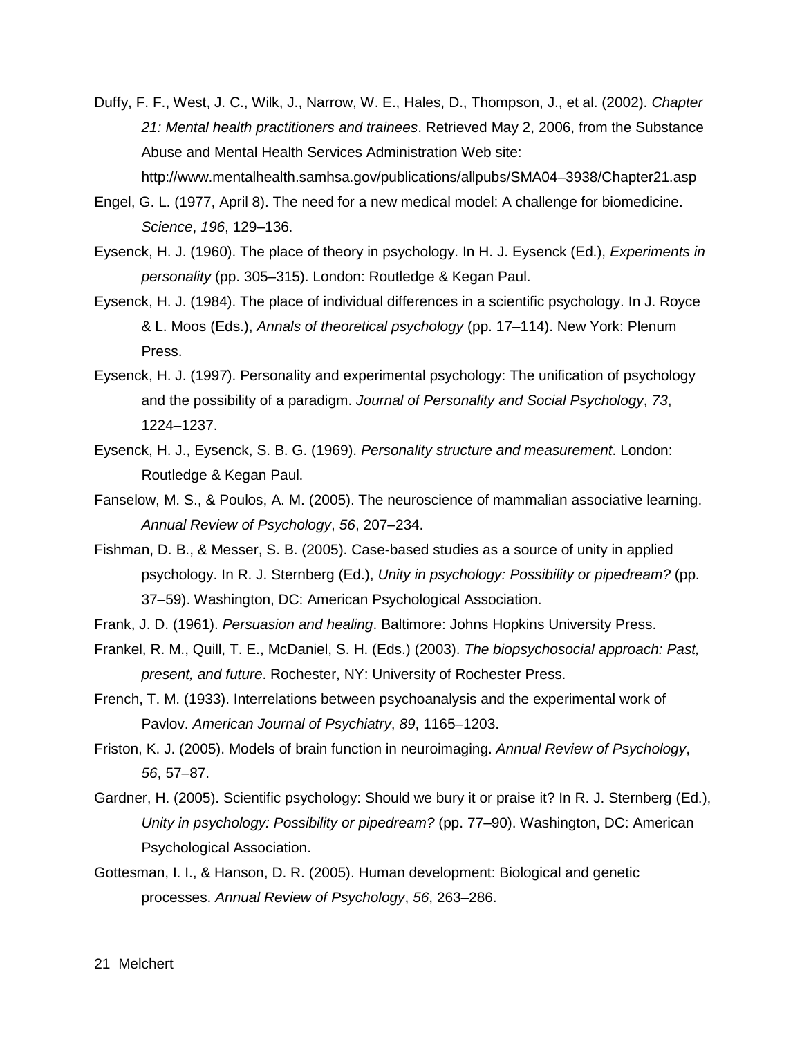Duffy, F. F., West, J. C., Wilk, J., Narrow, W. E., Hales, D., Thompson, J., et al. (2002). *Chapter 21: Mental health practitioners and trainees*. Retrieved May 2, 2006, from the Substance Abuse and Mental Health Services Administration Web site: http://www.mentalhealth.samhsa.gov/publications/allpubs/SMA04–3938/Chapter21.asp

Engel, G. L. (1977, April 8). The need for a new medical model: A challenge for biomedicine. *Science*, *196*, 129–136.

Eysenck, H. J. (1960). The place of theory in psychology. In H. J. Eysenck (Ed.), *Experiments in personality* (pp. 305–315). London: Routledge & Kegan Paul.

Eysenck, H. J. (1984). The place of individual differences in a scientific psychology. In J. Royce & L. Moos (Eds.), *Annals of theoretical psychology* (pp. 17–114). New York: Plenum Press.

Eysenck, H. J. (1997). Personality and experimental psychology: The unification of psychology and the possibility of a paradigm. *Journal of Personality and Social Psychology*, *73*, 1224–1237.

Eysenck, H. J., Eysenck, S. B. G. (1969). *Personality structure and measurement*. London: Routledge & Kegan Paul.

Fanselow, M. S., & Poulos, A. M. (2005). The neuroscience of mammalian associative learning. *Annual Review of Psychology*, *56*, 207–234.

Fishman, D. B., & Messer, S. B. (2005). Case-based studies as a source of unity in applied psychology. In R. J. Sternberg (Ed.), *Unity in psychology: Possibility or pipedream?* (pp. 37–59). Washington, DC: American Psychological Association.

Frank, J. D. (1961). *Persuasion and healing*. Baltimore: Johns Hopkins University Press.

Frankel, R. M., Quill, T. E., McDaniel, S. H. (Eds.) (2003). *The biopsychosocial approach: Past, present, and future*. Rochester, NY: University of Rochester Press.

French, T. M. (1933). Interrelations between psychoanalysis and the experimental work of Pavlov. *American Journal of Psychiatry*, *89*, 1165–1203.

Friston, K. J. (2005). Models of brain function in neuroimaging. *Annual Review of Psychology*, *56*, 57–87.

Gardner, H. (2005). Scientific psychology: Should we bury it or praise it? In R. J. Sternberg (Ed.), *Unity in psychology: Possibility or pipedream?* (pp. 77–90). Washington, DC: American Psychological Association.

Gottesman, I. I., & Hanson, D. R. (2005). Human development: Biological and genetic processes. *Annual Review of Psychology*, *56*, 263–286.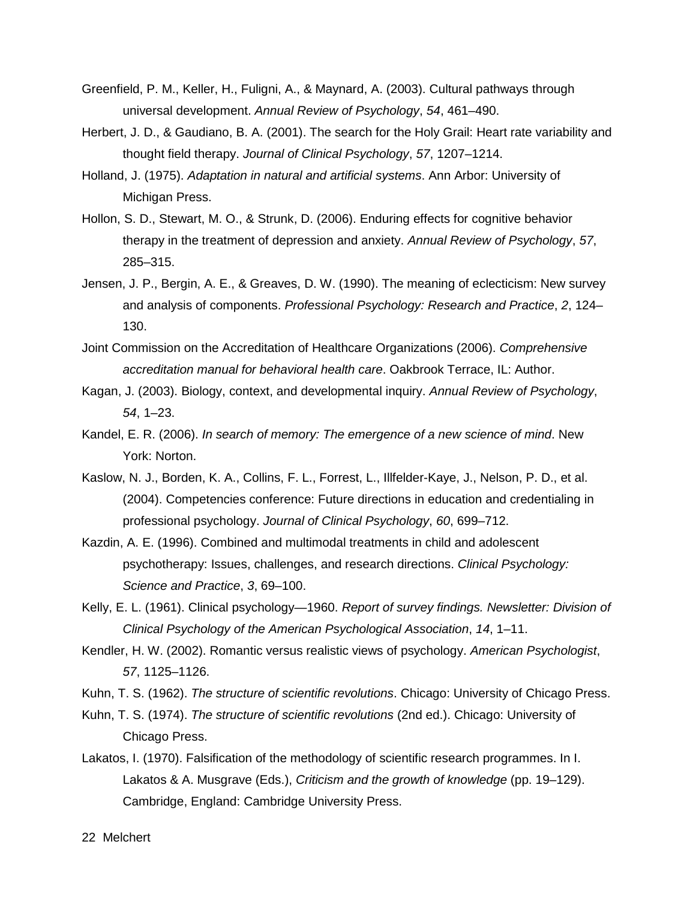Greenfield, P. M., Keller, H., Fuligni, A., & Maynard, A. (2003). Cultural pathways through universal development. *Annual Review of Psychology*, *54*, 461–490.

Herbert, J. D., & Gaudiano, B. A. (2001). The search for the Holy Grail: Heart rate variability and thought field therapy. *Journal of Clinical Psychology*, *57*, 1207–1214.

Holland, J. (1975). *Adaptation in natural and artificial systems*. Ann Arbor: University of Michigan Press.

Hollon, S. D., Stewart, M. O., & Strunk, D. (2006). Enduring effects for cognitive behavior therapy in the treatment of depression and anxiety. *Annual Review of Psychology*, *57*, 285–315.

Jensen, J. P., Bergin, A. E., & Greaves, D. W. (1990). The meaning of eclecticism: New survey and analysis of components. *Professional Psychology: Research and Practice*, *2*, 124–130.

Joint Commission on the Accreditation of Healthcare Organizations (2006). *Comprehensive accreditation manual for behavioral health care*. Oakbrook Terrace, IL: Author.

Kagan, J. (2003). Biology, context, and developmental inquiry. *Annual Review of Psychology*, *54*, 1–23.

Kandel, E. R. (2006). *In search of memory: The emergence of a new science of mind*. New York: Norton.

Kaslow, N. J., Borden, K. A., Collins, F. L., Forrest, L., Illfelder-Kaye, J., Nelson, P. D., et al. (2004). Competencies conference: Future directions in education and credentialing in professional psychology. *Journal of Clinical Psychology*, *60*, 699–712.

Kazdin, A. E. (1996). Combined and multimodal treatments in child and adolescent psychotherapy: Issues, challenges, and research directions. *Clinical Psychology: Science and Practice*, *3*, 69–100.

Kelly, E. L. (1961). Clinical psychology—1960. *Report of survey findings. Newsletter: Division of Clinical Psychology of the American Psychological Association*, *14*, 1–11.

Kendler, H. W. (2002). Romantic versus realistic views of psychology. *American Psychologist*, *57*, 1125–1126.

Kuhn, T. S. (1962). *The structure of scientific revolutions*. Chicago: University of Chicago Press.

Kuhn, T. S. (1974). *The structure of scientific revolutions* (2nd ed.). Chicago: University of Chicago Press.

Lakatos, I. (1970). Falsification of the methodology of scientific research programmes. In I. Lakatos & A. Musgrave (Eds.), *Criticism and the growth of knowledge* (pp. 19–129). Cambridge, England: Cambridge University Press.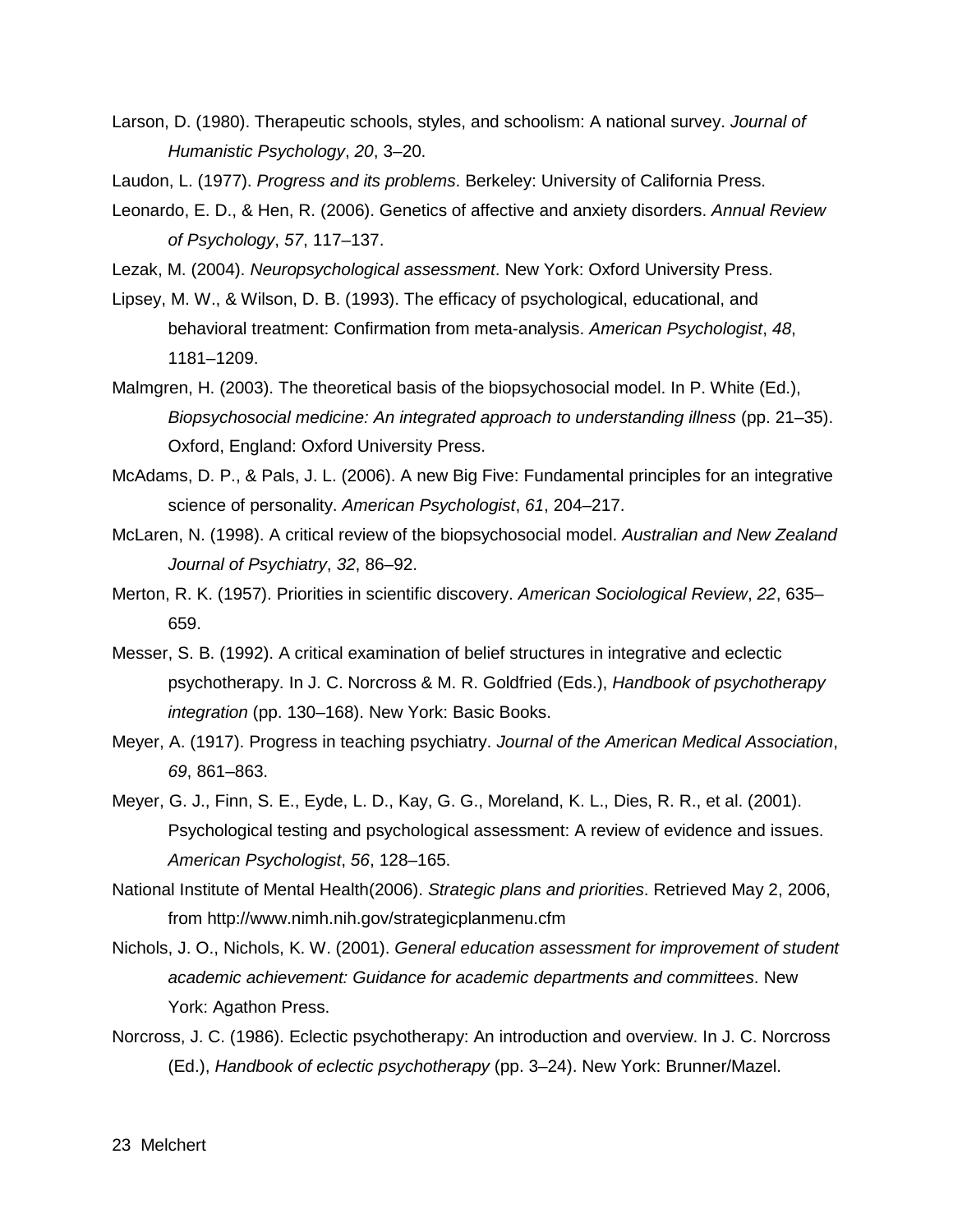Larson, D. (1980). Therapeutic schools, styles, and schoolism: A national survey. *Journal of Humanistic Psychology*, *20*, 3–20.

Laudon, L. (1977). *Progress and its problems*. Berkeley: University of California Press.

Leonardo, E. D., & Hen, R. (2006). Genetics of affective and anxiety disorders. *Annual Review of Psychology*, *57*, 117–137.

Lezak, M. (2004). *Neuropsychological assessment*. New York: Oxford University Press.

Lipsey, M. W., & Wilson, D. B. (1993). The efficacy of psychological, educational, and behavioral treatment: Confirmation from meta-analysis. *American Psychologist*, *48*, 1181–1209.

Malmgren, H. (2003). The theoretical basis of the biopsychosocial model. In P. White (Ed.), *Biopsychosocial medicine: An integrated approach to understanding illness* (pp. 21–35). Oxford, England: Oxford University Press.

McAdams, D. P., & Pals, J. L. (2006). A new Big Five: Fundamental principles for an integrative science of personality. *American Psychologist*, *61*, 204–217.

McLaren, N. (1998). A critical review of the biopsychosocial model. *Australian and New Zealand Journal of Psychiatry*, *32*, 86–92.

Merton, R. K. (1957). Priorities in scientific discovery. *American Sociological Review*, *22*, 635–659.

Messer, S. B. (1992). A critical examination of belief structures in integrative and eclectic psychotherapy. In J. C. Norcross & M. R. Goldfried (Eds.), *Handbook of psychotherapy integration* (pp. 130–168). New York: Basic Books.

Meyer, A. (1917). Progress in teaching psychiatry. *Journal of the American Medical Association*, *69*, 861–863.

Meyer, G. J., Finn, S. E., Eyde, L. D., Kay, G. G., Moreland, K. L., Dies, R. R., et al. (2001). Psychological testing and psychological assessment: A review of evidence and issues. *American Psychologist*, *56*, 128–165.

National Institute of Mental Health(2006). *Strategic plans and priorities*. Retrieved May 2, 2006, from http://www.nimh.nih.gov/strategicplanmenu.cfm

Nichols, J. O., Nichols, K. W. (2001). *General education assessment for improvement of student academic achievement: Guidance for academic departments and committees*. New York: Agathon Press.

Norcross, J. C. (1986). Eclectic psychotherapy: An introduction and overview. In J. C. Norcross (Ed.), *Handbook of eclectic psychotherapy* (pp. 3–24). New York: Brunner/Mazel.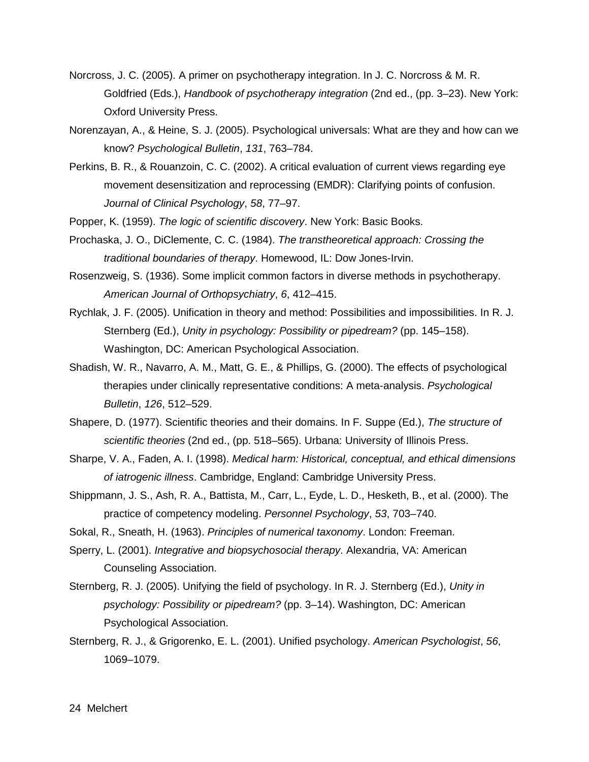Norcross, J. C. (2005). A primer on psychotherapy integration. In J. C. Norcross & M. R. Goldfried (Eds.), *Handbook of psychotherapy integration* (2nd ed., (pp. 3–23). New York: Oxford University Press.

Norenzayan, A., & Heine, S. J. (2005). Psychological universals: What are they and how can we know? *Psychological Bulletin*, *131*, 763–784.

Perkins, B. R., & Rouanzoin, C. C. (2002). A critical evaluation of current views regarding eye movement desensitization and reprocessing (EMDR): Clarifying points of confusion. *Journal of Clinical Psychology*, *58*, 77–97.

Popper, K. (1959). *The logic of scientific discovery*. New York: Basic Books.

Prochaska, J. O., DiClemente, C. C. (1984). *The transtheoretical approach: Crossing the traditional boundaries of therapy*. Homewood, IL: Dow Jones-Irvin.

Rosenzweig, S. (1936). Some implicit common factors in diverse methods in psychotherapy. *American Journal of Orthopsychiatry*, *6*, 412–415.

Rychlak, J. F. (2005). Unification in theory and method: Possibilities and impossibilities. In R. J. Sternberg (Ed.), *Unity in psychology: Possibility or pipedream?* (pp. 145–158). Washington, DC: American Psychological Association.

Shadish, W. R., Navarro, A. M., Matt, G. E., & Phillips, G. (2000). The effects of psychological therapies under clinically representative conditions: A meta-analysis. *Psychological Bulletin*, *126*, 512–529.

Shapere, D. (1977). Scientific theories and their domains. In F. Suppe (Ed.), *The structure of scientific theories* (2nd ed., (pp. 518–565). Urbana: University of Illinois Press.

Sharpe, V. A., Faden, A. I. (1998). *Medical harm: Historical, conceptual, and ethical dimensions of iatrogenic illness*. Cambridge, England: Cambridge University Press.

Shippmann, J. S., Ash, R. A., Battista, M., Carr, L., Eyde, L. D., Hesketh, B., et al. (2000). The practice of competency modeling. *Personnel Psychology*, *53*, 703–740.

Sokal, R., Sneath, H. (1963). *Principles of numerical taxonomy*. London: Freeman.

Sperry, L. (2001). *Integrative and biopsychosocial therapy*. Alexandria, VA: American Counseling Association.

Sternberg, R. J. (2005). Unifying the field of psychology. In R. J. Sternberg (Ed.), *Unity in psychology: Possibility or pipedream?* (pp. 3–14). Washington, DC: American Psychological Association.

Sternberg, R. J., & Grigorenko, E. L. (2001). Unified psychology. *American Psychologist*, *56*, 1069–1079.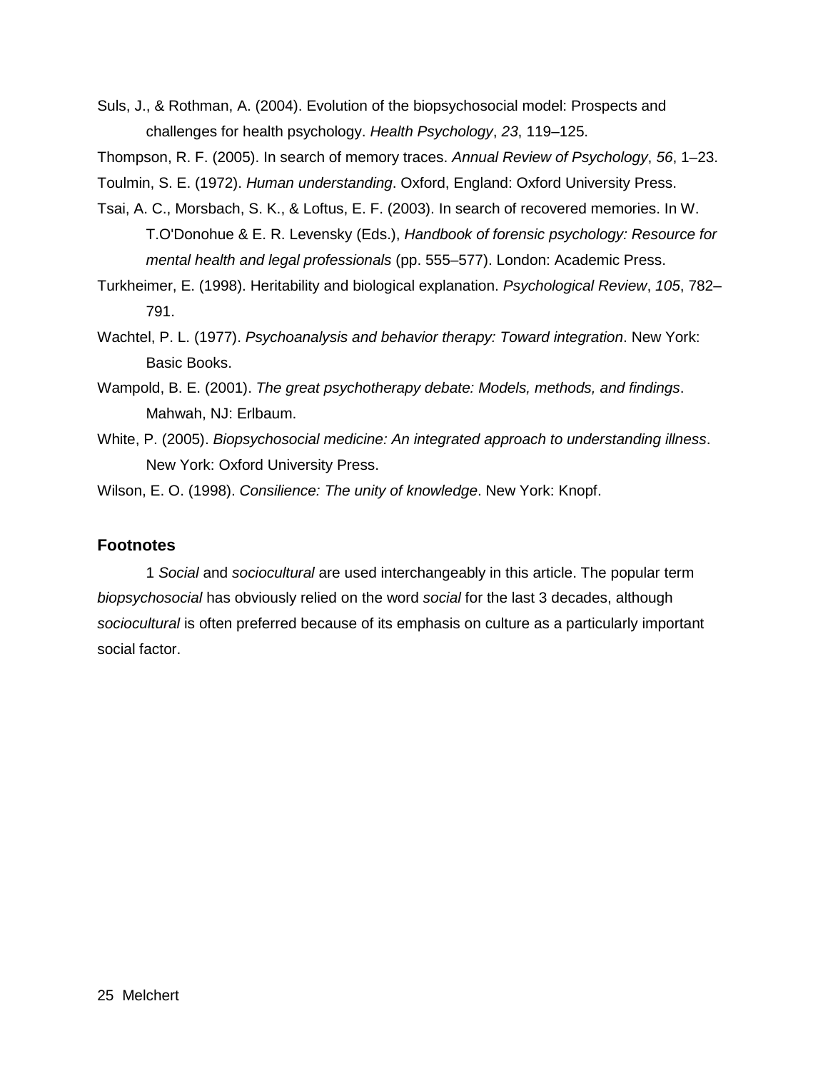Suls, J., & Rothman, A. (2004). Evolution of the biopsychosocial model: Prospects and challenges for health psychology. *Health Psychology*, *23*, 119–125.

Thompson, R. F. (2005). In search of memory traces. *Annual Review of Psychology*, *56*, 1–23.

Toulmin, S. E. (1972). *Human understanding*. Oxford, England: Oxford University Press.

Tsai, A. C., Morsbach, S. K., & Loftus, E. F. (2003). In search of recovered memories. In W. T.O'Donohue & E. R. Levensky (Eds.), *Handbook of forensic psychology: Resource for mental health and legal professionals* (pp. 555–577). London: Academic Press.

Turkheimer, E. (1998). Heritability and biological explanation. *Psychological Review*, *105*, 782–791.

Wachtel, P. L. (1977). *Psychoanalysis and behavior therapy: Toward integration*. New York: Basic Books.

Wampold, B. E. (2001). *The great psychotherapy debate: Models, methods, and findings*. Mahwah, NJ: Erlbaum.

White, P. (2005). *Biopsychosocial medicine: An integrated approach to understanding illness*. New York: Oxford University Press.

Wilson, E. O. (1998). *Consilience: The unity of knowledge*. New York: Knopf.

### Footnotes

1 *Social* and *sociocultural* are used interchangeably in this article. The popular term *biopsychosocial* has obviously relied on the word *social* for the last 3 decades, although *sociocultural* is often preferred because of its emphasis on culture as a particularly important social factor.